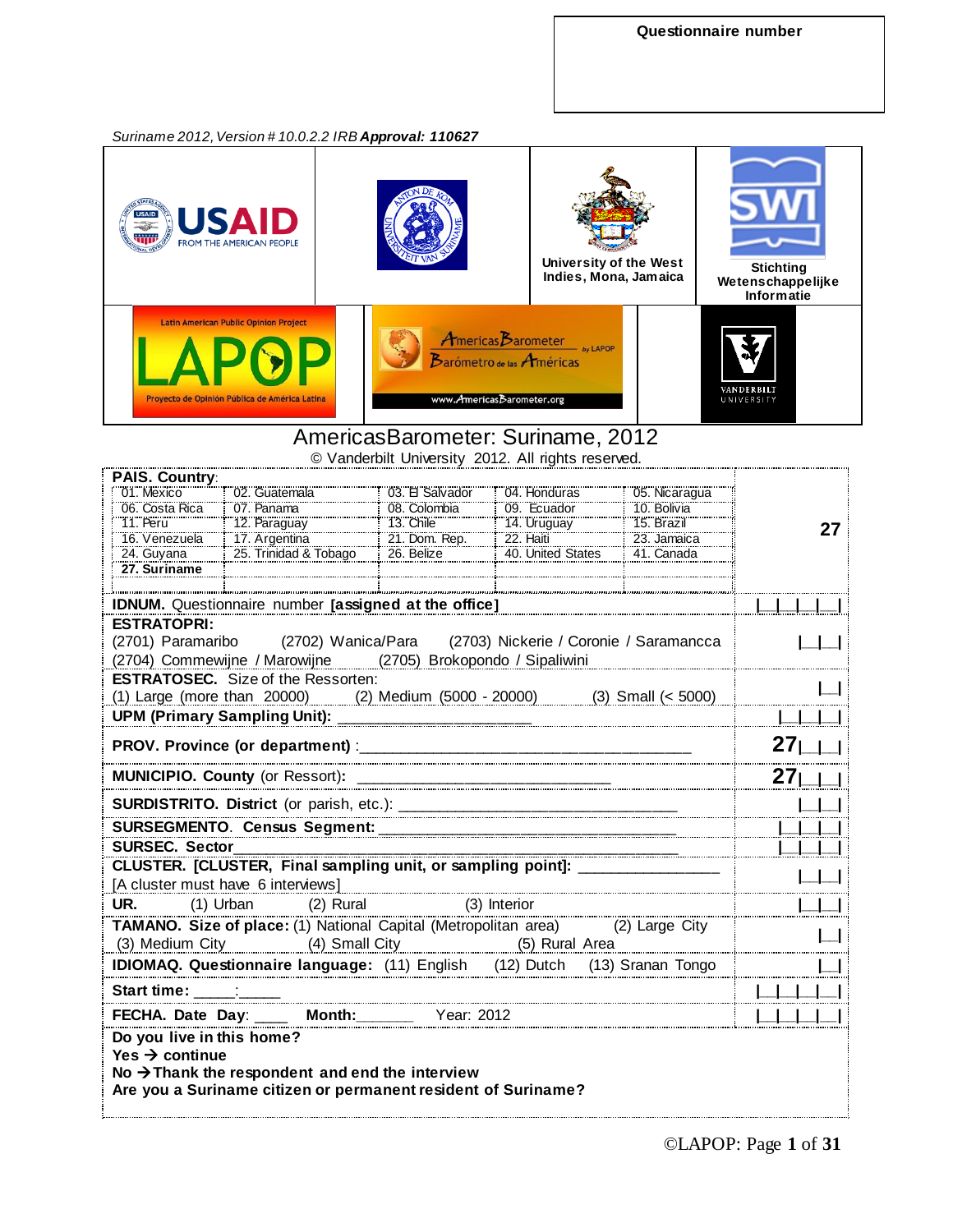**Questionnaire number**

*Suriname 2012, Version # 10.0.2.2 IRB* ***Approval: 110627***

USAID FROM THE AMERICAN PEOPLE

University of the West Indies, Mona, Jamaica

Stichting Wetenschappelijke Informatie

Latin American Public Opinion Project — LAPOP — Proyecto de Opinión Pública de América Latina

AmericasBarometer by LAPOP — Barómetro de las Américas — www.AmericasBarometer.org

VANDERBILT UNIVERSITY

# AmericasBarometer: Suriname, 2012

© Vanderbilt University 2012. All rights reserved.

**PAIS. Country**:

| | | | | | |
|---|---|---|---|---|---|
| 01. Mexico | 02. Guatemala | 03. El Salvador | 04. Honduras | 05. Nicaragua | 27 |
| 06. Costa Rica | 07. Panama | 08. Colombia | 09. Ecuador | 10. Bolivia | |
| 11. Peru | 12. Paraguay | 13. Chile | 14. Uruguay | 15. Brazil | |
| 16. Venezuela | 17. Argentina | 21. Dom. Rep. | 22. Haiti | 23. Jamaica | |
| 24. Guyana | 25. Trinidad & Tobago | 26. Belize | 40. United States | 41. Canada | |
| **27. Suriname** | | | | | |

| | |
|---|---|
| **IDNUM.** Questionnaire number **[assigned at the office]** | \|__\|__\|__\|__\| |
| **ESTRATOPRI:** (2701) Paramaribo (2702) Wanica/Para (2703) Nickerie / Coronie / Saramancca (2704) Commewijne / Marowijne (2705) Brokopondo / Sipaliwini | \|__\|__\| |
| **ESTRATOSEC.** Size of the Ressorten: (1) Large (more than 20000) (2) Medium (5000 - 20000) (3) Small (< 5000) | \|__\| |
| **UPM (Primary Sampling Unit):** ____________________ | \|__\|__\|__\| |
| **PROV. Province (or department)** :____________________ | **27**\|__\|__\| |
| **MUNICIPIO. County** (or Ressort): ____________________ | **27**\|__\|__\| |
| **SURDISTRITO. District** (or parish, etc.): ____________________ | \|__\|__\| |
| **SURSEGMENTO. Census Segment:** ____________________ | \|__\|__\|__\| |
| **SURSEC. Sector**____________________ | \|__\|__\|__\| |
| **CLUSTER. [CLUSTER, Final sampling unit, or sampling point]:** ______________ [A cluster must have 6 interviews] | \|__\|__\| |
| **UR.** (1) Urban (2) Rural (3) Interior | \|__\|__\| |
| **TAMANO. Size of place:** (1) National Capital (Metropolitan area) (2) Large City (3) Medium City (4) Small City (5) Rural Area | \|__\| |
| **IDIOMAQ. Questionnaire language:** (11) English (12) Dutch (13) Sranan Tongo | \|__\| |
| **Start time:** _____:_____ | \|__\|__\|__\|__\| |
| **FECHA. Date Day**: ____ **Month:**______ Year: 2012 | \|__\|__\|__\|__\| |

**Do you live in this home?**
**Yes → continue**
**No → Thank the respondent and end the interview**
**Are you a Suriname citizen or permanent resident of Suriname?**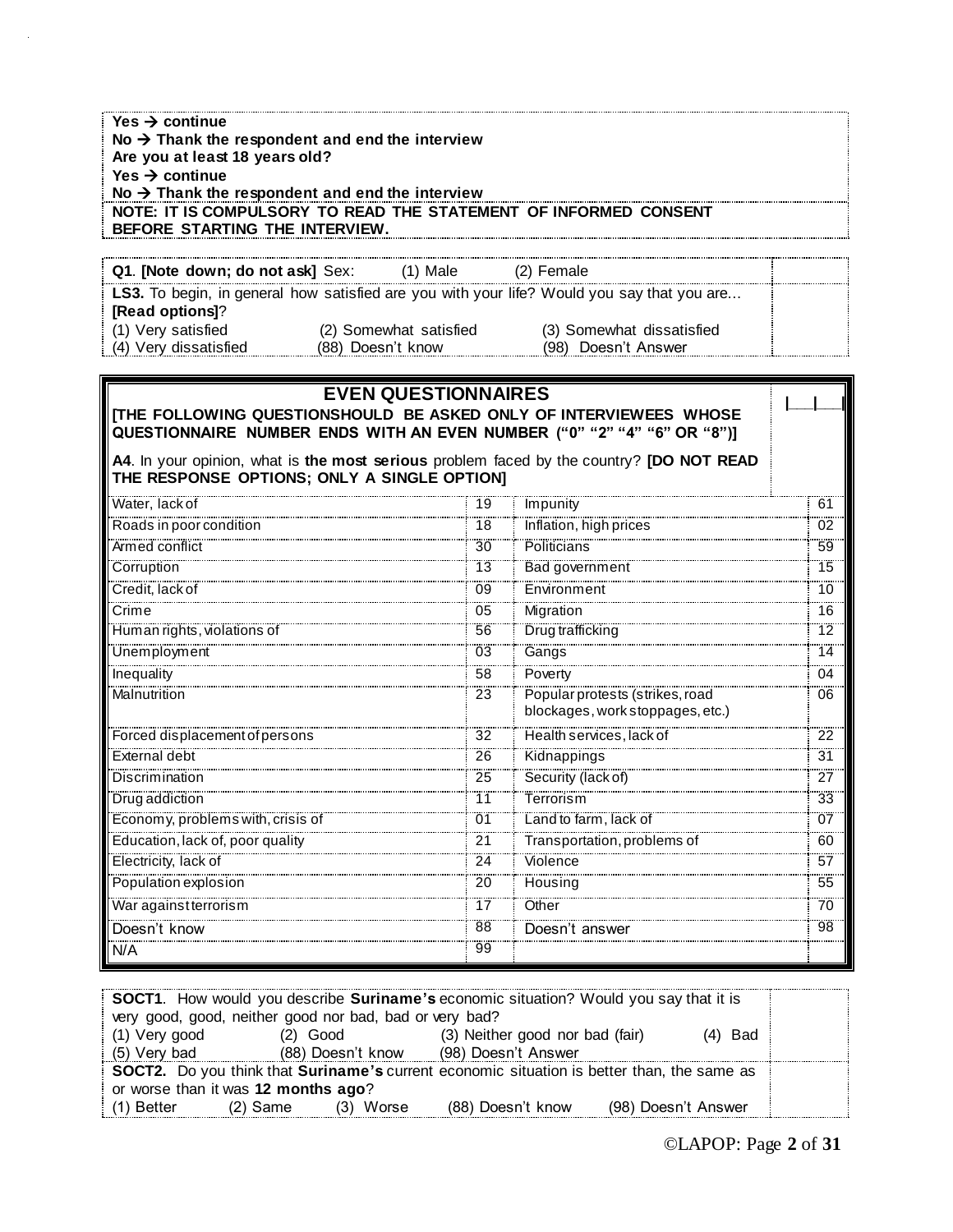**Yes → continue**
**No → Thank the respondent and end the interview**
**Are you at least 18 years old?**
**Yes → continue**
**No → Thank the respondent and end the interview**

**NOTE: IT IS COMPULSORY TO READ THE STATEMENT OF INFORMED CONSENT BEFORE STARTING THE INTERVIEW.**

**Q1**. **[Note down; do not ask]** Sex: (1) Male (2) Female

**LS3.** To begin, in general how satisfied are you with your life? Would you say that you are... **[Read options]**?
(1) Very satisfied (2) Somewhat satisfied (3) Somewhat dissatisfied
(4) Very dissatisfied (88) Doesn't know (98) Doesn't Answer

## EVEN QUESTIONNAIRES

**[THE FOLLOWING QUESTIONSHOULD BE ASKED ONLY OF INTERVIEWEES WHOSE QUESTIONNAIRE NUMBER ENDS WITH AN EVEN NUMBER ("0" "2" "4" "6" OR "8")]**

|___|___|

**A4**. In your opinion, what is **the most serious** problem faced by the country? **[DO NOT READ THE RESPONSE OPTIONS; ONLY A SINGLE OPTION]**

| Problem | Code | Problem | Code |
|---|---|---|---|
| Water, lack of | 19 | Impunity | 61 |
| Roads in poor condition | 18 | Inflation, high prices | 02 |
| Armed conflict | 30 | Politicians | 59 |
| Corruption | 13 | Bad government | 15 |
| Credit, lack of | 09 | Environment | 10 |
| Crime | 05 | Migration | 16 |
| Human rights, violations of | 56 | Drug trafficking | 12 |
| Unemployment | 03 | Gangs | 14 |
| Inequality | 58 | Poverty | 04 |
| Malnutrition | 23 | Popular protests (strikes, road blockages, work stoppages, etc.) | 06 |
| Forced displacement of persons | 32 | Health services, lack of | 22 |
| External debt | 26 | Kidnappings | 31 |
| Discrimination | 25 | Security (lack of) | 27 |
| Drug addiction | 11 | Terrorism | 33 |
| Economy, problems with, crisis of | 01 | Land to farm, lack of | 07 |
| Education, lack of, poor quality | 21 | Transportation, problems of | 60 |
| Electricity, lack of | 24 | Violence | 57 |
| Population explosion | 20 | Housing | 55 |
| War against terrorism | 17 | Other | 70 |
| Doesn't know | 88 | Doesn't answer | 98 |
| N/A | 99 | | |

**SOCT1**. How would you describe **Suriname's** economic situation? Would you say that it is very good, good, neither good nor bad, bad or very bad?
(1) Very good (2) Good (3) Neither good nor bad (fair) (4) Bad
(5) Very bad (88) Doesn't know (98) Doesn't Answer

**SOCT2.** Do you think that **Suriname's** current economic situation is better than, the same as or worse than it was **12 months ago**?
(1) Better (2) Same (3) Worse (88) Doesn't know (98) Doesn't Answer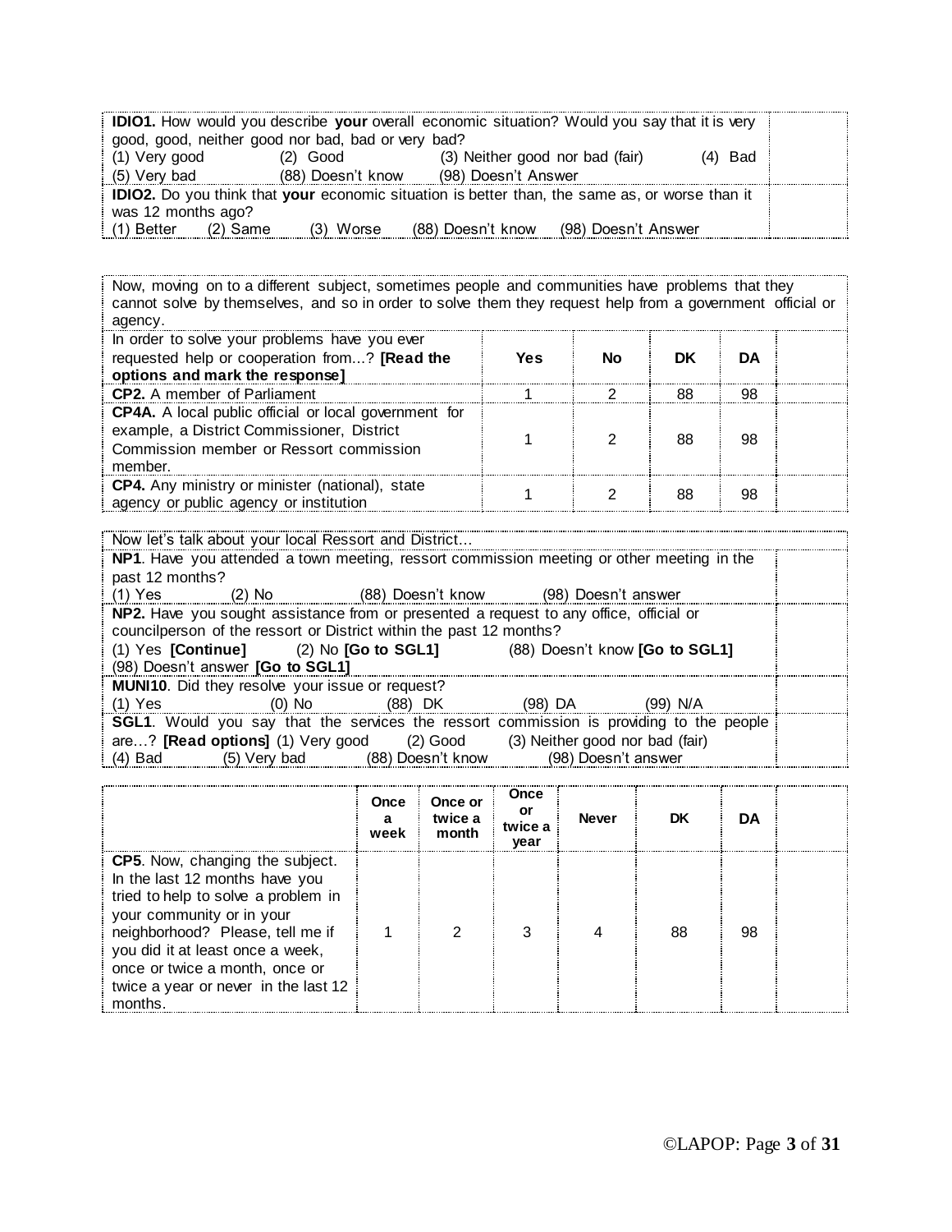| | |
|---|---|
| **IDIO1.** How would you describe **your** overall economic situation? Would you say that it is very good, good, neither good nor bad, bad or very bad?<br>(1) Very good (2) Good (3) Neither good nor bad (fair) (4) Bad<br>(5) Very bad (88) Doesn't know (98) Doesn't Answer | |
| **IDIO2.** Do you think that **your** economic situation is better than, the same as, or worse than it was 12 months ago?<br>(1) Better (2) Same (3) Worse (88) Doesn't know (98) Doesn't Answer | |

Now, moving on to a different subject, sometimes people and communities have problems that they cannot solve by themselves, and so in order to solve them they request help from a government official or agency.

| In order to solve your problems have you ever requested help or cooperation from…? **[Read the options and mark the response]** | **Yes** | **No** | **DK** | **DA** | |
|---|---|---|---|---|---|
| **CP2.** A member of Parliament | 1 | 2 | 88 | 98 | |
| **CP4A.** A local public official or local government for example, a District Commissioner, District Commission member or Ressort commission member. | 1 | 2 | 88 | 98 | |
| **CP4.** Any ministry or minister (national), state agency or public agency or institution | 1 | 2 | 88 | 98 | |

| Now let's talk about your local Ressort and District… | |
|---|---|
| **NP1**. Have you attended a town meeting, ressort commission meeting or other meeting in the past 12 months?<br>(1) Yes (2) No (88) Doesn't know (98) Doesn't answer | |
| **NP2.** Have you sought assistance from or presented a request to any office, official or councilperson of the ressort or District within the past 12 months?<br>(1) Yes **[Continue]** (2) No **[Go to SGL1]** (88) Doesn't know **[Go to SGL1]**<br>(98) Doesn't answer **[Go to SGL1]** | |
| **MUNI10**. Did they resolve your issue or request?<br>(1) Yes (0) No (88) DK (98) DA (99) N/A | |
| **SGL1**. Would you say that the services the ressort commission is providing to the people are…? **[Read options]** (1) Very good (2) Good (3) Neither good nor bad (fair)<br>(4) Bad (5) Very bad (88) Doesn't know (98) Doesn't answer | |

| | **Once a week** | **Once or twice a month** | **Once or twice a year** | **Never** | **DK** | **DA** | |
|---|---|---|---|---|---|---|---|
| **CP5**. Now, changing the subject. In the last 12 months have you tried to help to solve a problem in your community or in your neighborhood? Please, tell me if you did it at least once a week, once or twice a month, once or twice a year or never in the last 12 months. | 1 | 2 | 3 | 4 | 88 | 98 | |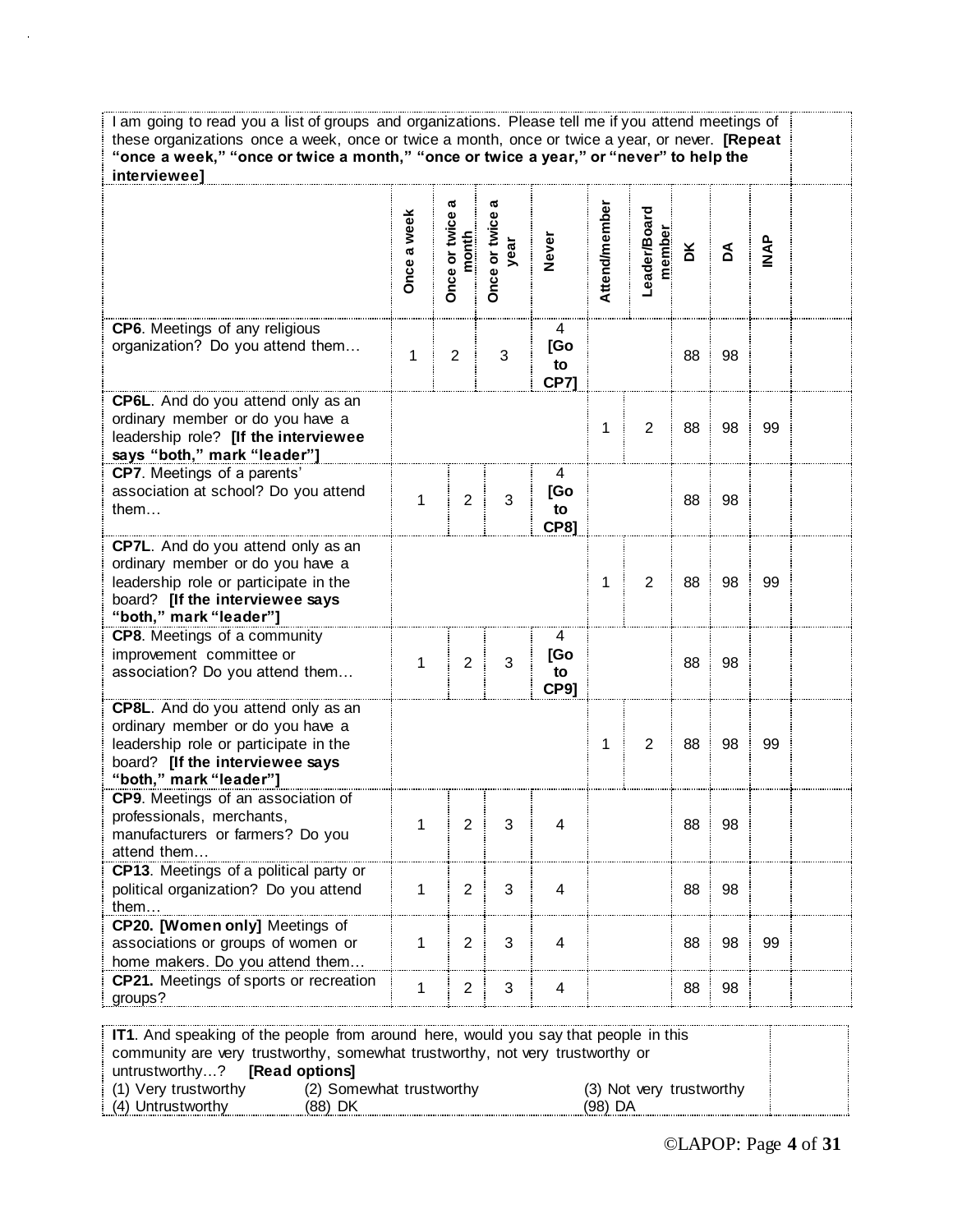I am going to read you a list of groups and organizations. Please tell me if you attend meetings of these organizations once a week, once or twice a month, once or twice a year, or never. **[Repeat "once a week," "once or twice a month," "once or twice a year," or "never" to help the interviewee]**

| | Once a week | Once or twice a month | Once or twice a year | Never | Attend/member | Leader/Board member | DK | DA | INAP | |
|---|---|---|---|---|---|---|---|---|---|---|
| **CP6**. Meetings of any religious organization? Do you attend them… | 1 | 2 | 3 | 4 **[Go to CP7]** | | | 88 | 98 | | |
| **CP6L**. And do you attend only as an ordinary member or do you have a leadership role? **[If the interviewee says "both," mark "leader"]** | | | | | 1 | 2 | 88 | 98 | 99 | |
| **CP7**. Meetings of a parents' association at school? Do you attend them… | 1 | 2 | 3 | 4 **[Go to CP8]** | | | 88 | 98 | | |
| **CP7L**. And do you attend only as an ordinary member or do you have a leadership role or participate in the board? **[If the interviewee says "both," mark "leader"]** | | | | | 1 | 2 | 88 | 98 | 99 | |
| **CP8**. Meetings of a community improvement committee or association? Do you attend them… | 1 | 2 | 3 | 4 **[Go to CP9]** | | | 88 | 98 | | |
| **CP8L**. And do you attend only as an ordinary member or do you have a leadership role or participate in the board? **[If the interviewee says "both," mark "leader"]** | | | | | 1 | 2 | 88 | 98 | 99 | |
| **CP9**. Meetings of an association of professionals, merchants, manufacturers or farmers? Do you attend them… | 1 | 2 | 3 | 4 | | | 88 | 98 | | |
| **CP13**. Meetings of a political party or political organization? Do you attend them… | 1 | 2 | 3 | 4 | | | 88 | 98 | | |
| **CP20. [Women only]** Meetings of associations or groups of women or home makers. Do you attend them… | 1 | 2 | 3 | 4 | | | 88 | 98 | 99 | |
| **CP21.** Meetings of sports or recreation groups? | 1 | 2 | 3 | 4 | | | 88 | 98 | | |

**IT1**. And speaking of the people from around here, would you say that people in this community are very trustworthy, somewhat trustworthy, not very trustworthy or untrustworthy…? **[Read options]**

(1) Very trustworthy (2) Somewhat trustworthy (3) Not very trustworthy
(4) Untrustworthy (88) DK (98) DA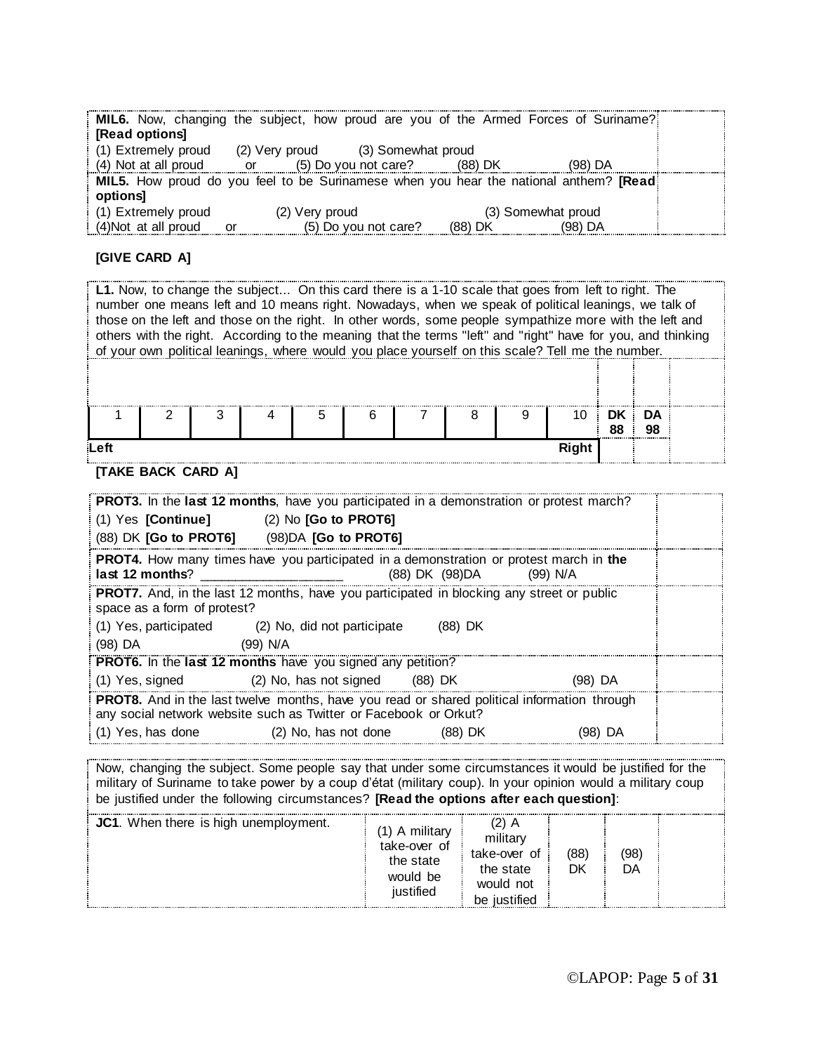**MIL6.** Now, changing the subject, how proud are you of the Armed Forces of Suriname? **[Read options]**
(1) Extremely proud (2) Very proud (3) Somewhat proud
(4) Not at all proud or (5) Do you not care? (88) DK (98) DA

**MIL5.** How proud do you feel to be Surinamese when you hear the national anthem? **[Read options]**
(1) Extremely proud (2) Very proud (3) Somewhat proud
(4)Not at all proud or (5) Do you not care? (88) DK (98) DA

**[GIVE CARD A]**

**L1.** Now, to change the subject... On this card there is a 1-10 scale that goes from left to right. The number one means left and 10 means right. Nowadays, when we speak of political leanings, we talk of those on the left and those on the right. In other words, some people sympathize more with the left and others with the right. According to the meaning that the terms "left" and "right" have for you, and thinking of your own political leanings, where would you place yourself on this scale? Tell me the number.

| 1 | 2 | 3 | 4 | 5 | 6 | 7 | 8 | 9 | 10 | DK 88 | DA 98 |
|---|---|---|---|---|---|---|---|---|---|---|---|
| Left | | | | | | | | | Right | | |

**[TAKE BACK CARD A]**

**PROT3.** In the **last 12 months**, have you participated in a demonstration or protest march?
(1) Yes **[Continue]** (2) No **[Go to PROT6]**
(88) DK **[Go to PROT6]** (98)DA **[Go to PROT6]**

**PROT4.** How many times have you participated in a demonstration or protest march in **the last 12 months**? ____________________ (88) DK (98)DA (99) N/A

**PROT7.** And, in the last 12 months, have you participated in blocking any street or public space as a form of protest?
(1) Yes, participated (2) No, did not participate (88) DK
(98) DA (99) N/A

**PROT6.** In the **last 12 months** have you signed any petition?
(1) Yes, signed (2) No, has not signed (88) DK (98) DA

**PROT8.** And in the last twelve months, have you read or shared political information through any social network website such as Twitter or Facebook or Orkut?
(1) Yes, has done (2) No, has not done (88) DK (98) DA

Now, changing the subject. Some people say that under some circumstances it would be justified for the military of Suriname to take power by a coup d'état (military coup). In your opinion would a military coup be justified under the following circumstances? **[Read the options after each question]**:

| | | | | |
|---|---|---|---|---|
| **JC1**. When there is high unemployment. | (1) A military take-over of the state would be justified | (2) A military take-over of the state would not be justified | (88) DK | (98) DA |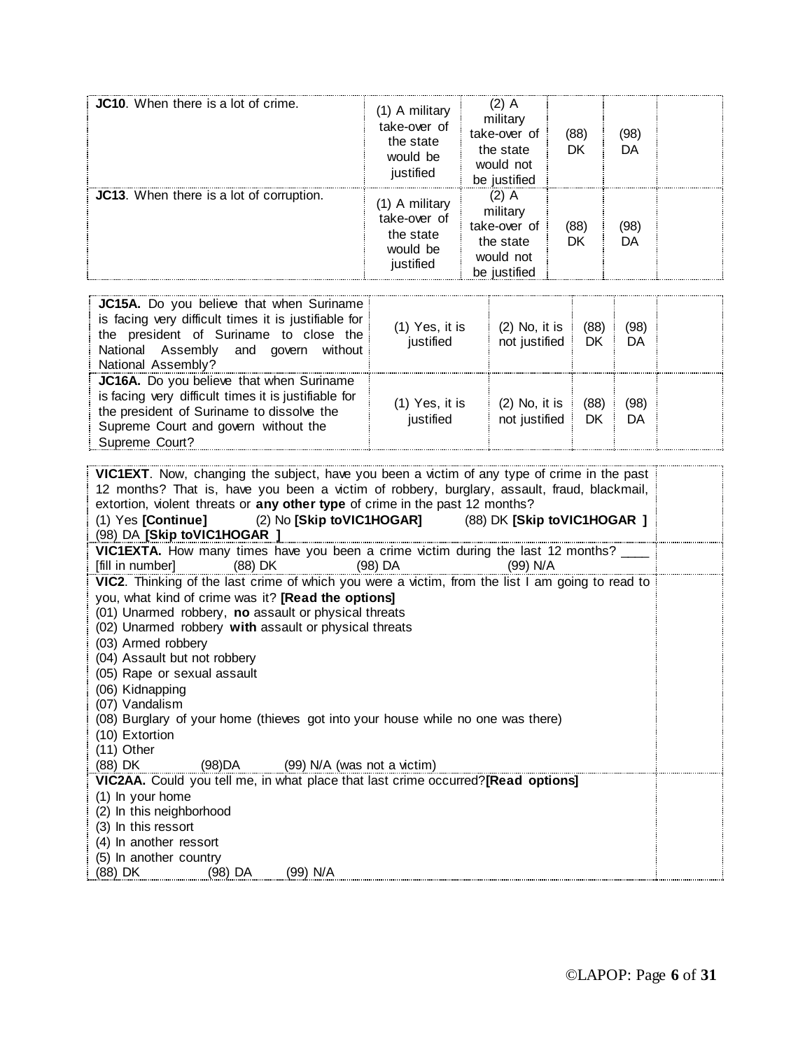| | | | | | |
|---|---|---|---|---|---|
| **JC10**. When there is a lot of crime. | (1) A military take-over of the state would be justified | (2) A military take-over of the state would not be justified | (88) DK | (98) DA | |
| **JC13**. When there is a lot of corruption. | (1) A military take-over of the state would be justified | (2) A military take-over of the state would not be justified | (88) DK | (98) DA | |

| | | | | | |
|---|---|---|---|---|---|
| **JC15A.** Do you believe that when Suriname is facing very difficult times it is justifiable for the president of Suriname to close the National Assembly and govern without National Assembly? | (1) Yes, it is justified | (2) No, it is not justified | (88) DK | (98) DA | |
| **JC16A.** Do you believe that when Suriname is facing very difficult times it is justifiable for the president of Suriname to dissolve the Supreme Court and govern without the Supreme Court? | (1) Yes, it is justified | (2) No, it is not justified | (88) DK | (98) DA | |

**VIC1EXT**. Now, changing the subject, have you been a victim of any type of crime in the past 12 months? That is, have you been a victim of robbery, burglary, assault, fraud, blackmail, extortion, violent threats or **any other type** of crime in the past 12 months?
(1) Yes **[Continue]** (2) No **[Skip toVIC1HOGAR]** (88) DK **[Skip toVIC1HOGAR ]**
(98) DA **[Skip toVIC1HOGAR ]**

**VIC1EXTA.** How many times have you been a crime victim during the last 12 months? ____ [fill in number] (88) DK (98) DA (99) N/A

**VIC2**. Thinking of the last crime of which you were a victim, from the list I am going to read to you, what kind of crime was it? **[Read the options]**
(01) Unarmed robbery, **no** assault or physical threats
(02) Unarmed robbery **with** assault or physical threats
(03) Armed robbery
(04) Assault but not robbery
(05) Rape or sexual assault
(06) Kidnapping
(07) Vandalism
(08) Burglary of your home (thieves got into your house while no one was there)
(10) Extortion
(11) Other
(88) DK (98)DA (99) N/A (was not a victim)

**VIC2AA.** Could you tell me, in what place that last crime occurred?**[Read options]**
(1) In your home
(2) In this neighborhood
(3) In this ressort
(4) In another ressort
(5) In another country
(88) DK (98) DA (99) N/A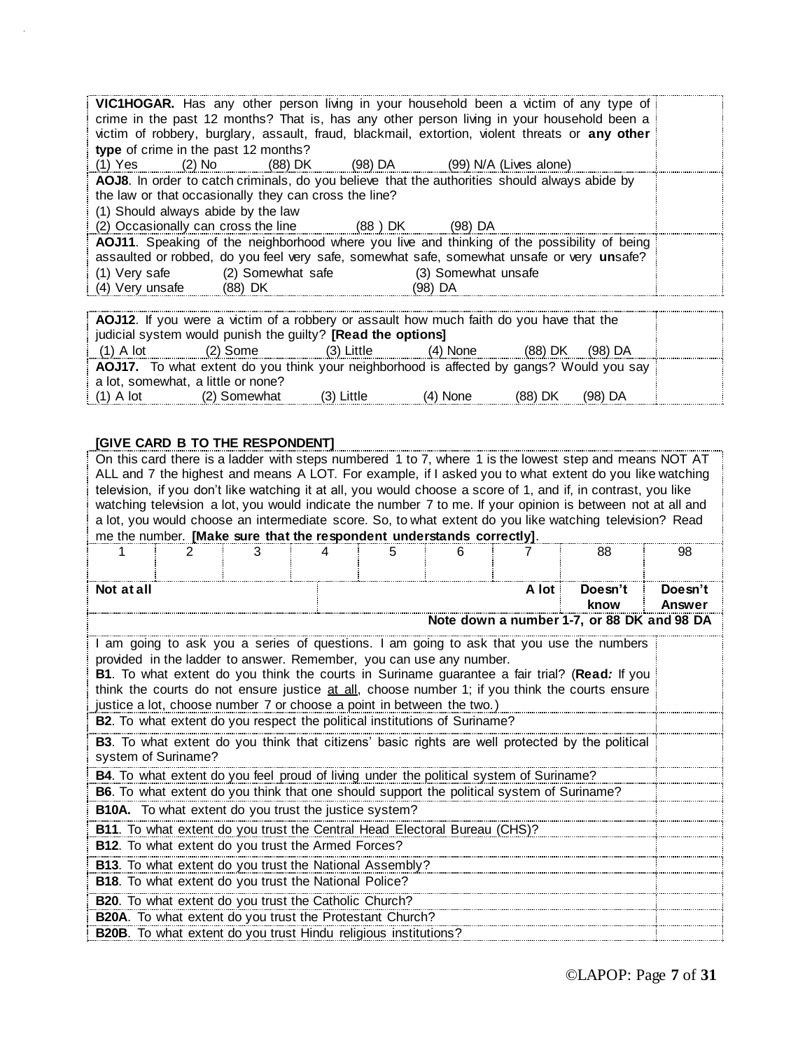| | |
|---|---|
| **VIC1HOGAR.** Has any other person living in your household been a victim of any type of crime in the past 12 months? That is, has any other person living in your household been a victim of robbery, burglary, assault, fraud, blackmail, extortion, violent threats or **any other type** of crime in the past 12 months?<br>(1) Yes (2) No (88) DK (98) DA (99) N/A (Lives alone) | |
| **AOJ8**. In order to catch criminals, do you believe that the authorities should always abide by the law or that occasionally they can cross the line?<br>(1) Should always abide by the law<br>(2) Occasionally can cross the line (88 ) DK (98) DA | |
| **AOJ11**. Speaking of the neighborhood where you live and thinking of the possibility of being assaulted or robbed, do you feel very safe, somewhat safe, somewhat unsafe or very **un**safe?<br>(1) Very safe (2) Somewhat safe (3) Somewhat unsafe<br>(4) Very unsafe (88) DK (98) DA | |

| | |
|---|---|
| **AOJ12**. If you were a victim of a robbery or assault how much faith do you have that the judicial system would punish the guilty? **[Read the options]**<br>(1) A lot (2) Some (3) Little (4) None (88) DK (98) DA | |
| **AOJ17.** To what extent do you think your neighborhood is affected by gangs? Would you say a lot, somewhat, a little or none?<br>(1) A lot (2) Somewhat (3) Little (4) None (88) DK (98) DA | |

**[GIVE CARD B TO THE RESPONDENT]**

On this card there is a ladder with steps numbered 1 to 7, where 1 is the lowest step and means NOT AT ALL and 7 the highest and means A LOT. For example, if I asked you to what extent do you like watching television, if you don't like watching it at all, you would choose a score of 1, and if, in contrast, you like watching television a lot, you would indicate the number 7 to me. If your opinion is between not at all and a lot, you would choose an intermediate score. So, to what extent do you like watching television? Read me the number. **[Make sure that the respondent understands correctly]**.

| 1 | 2 | 3 | 4 | 5 | 6 | 7 | 88 | 98 |
|---|---|---|---|---|---|---|---|---|
| **Not at all** | | | | | | **A lot** | **Doesn't know** | **Doesn't Answer** |

**Note down a number 1-7, or 88 DK and 98 DA**

| | |
|---|---|
| I am going to ask you a series of questions. I am going to ask that you use the numbers provided in the ladder to answer. Remember, you can use any number.<br>**B1**. To what extent do you think the courts in Suriname guarantee a fair trial? (**Read:** If you think the courts do not ensure justice <u>at all</u>, choose number 1; if you think the courts ensure justice a lot, choose number 7 or choose a point in between the two.) | |
| **B2**. To what extent do you respect the political institutions of Suriname? | |
| **B3**. To what extent do you think that citizens' basic rights are well protected by the political system of Suriname? | |
| **B4**. To what extent do you feel proud of living under the political system of Suriname? | |
| **B6**. To what extent do you think that one should support the political system of Suriname? | |
| **B10A.** To what extent do you trust the justice system? | |
| **B11**. To what extent do you trust the Central Head Electoral Bureau (CHS)? | |
| **B12**. To what extent do you trust the Armed Forces? | |
| **B13**. To what extent do you trust the National Assembly? | |
| **B18**. To what extent do you trust the National Police? | |
| **B20**. To what extent do you trust the Catholic Church? | |
| **B20A**. To what extent do you trust the Protestant Church? | |
| **B20B**. To what extent do you trust Hindu religious institutions? | |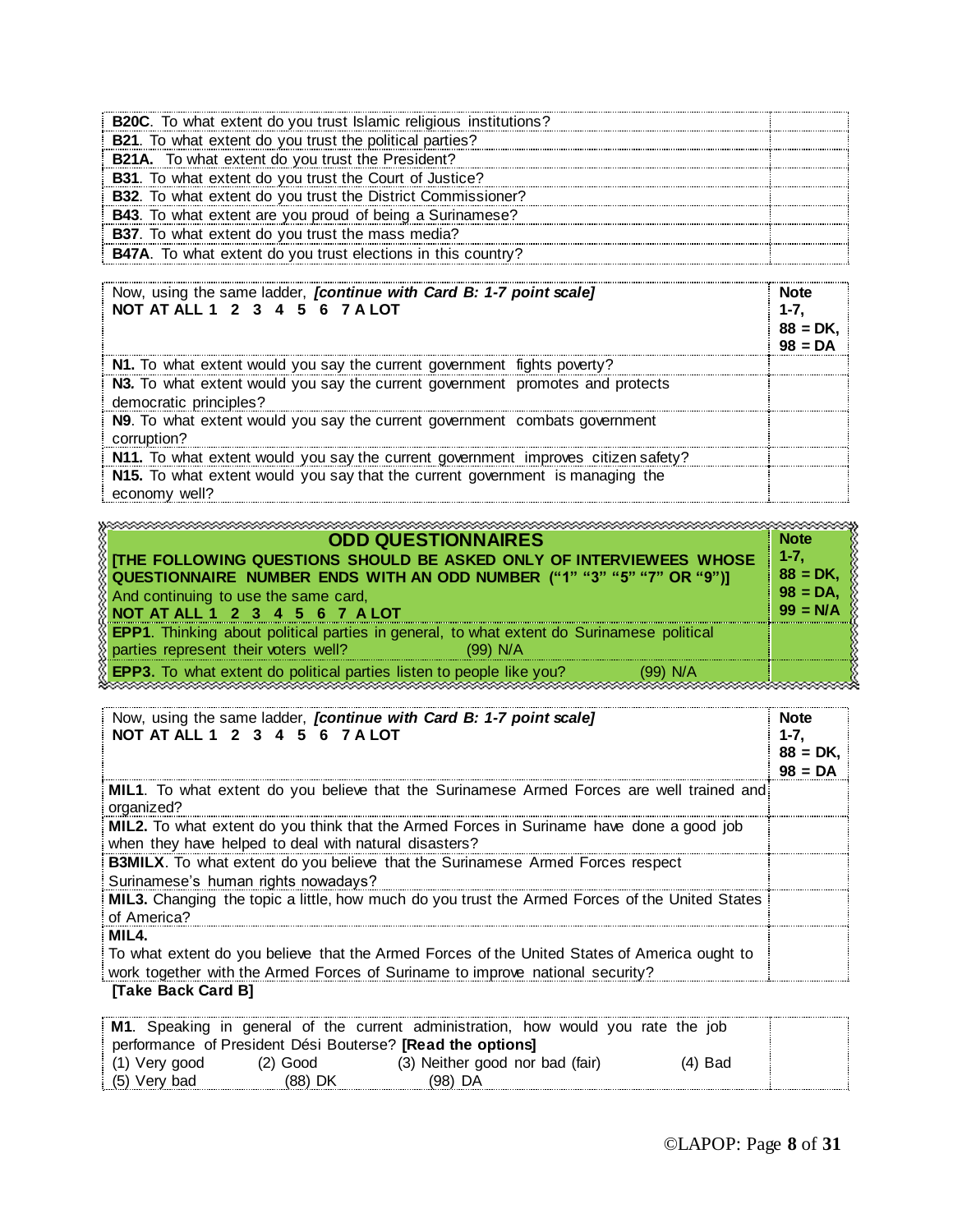| | |
|---|---|
| **B20C**. To what extent do you trust Islamic religious institutions? | |
| **B21**. To what extent do you trust the political parties? | |
| **B21A.** To what extent do you trust the President? | |
| **B31**. To what extent do you trust the Court of Justice? | |
| **B32**. To what extent do you trust the District Commissioner? | |
| **B43**. To what extent are you proud of being a Surinamese? | |
| **B37**. To what extent do you trust the mass media? | |
| **B47A**. To what extent do you trust elections in this country? | |

| Now, using the same ladder, ***[continue with Card B: 1-7 point scale]*** **NOT AT ALL 1 2 3 4 5 6 7 A LOT** | **Note 1-7, 88 = DK, 98 = DA** |
|---|---|
| **N1.** To what extent would you say the current government fights poverty? | |
| **N3.** To what extent would you say the current government promotes and protects democratic principles? | |
| **N9**. To what extent would you say the current government combats government corruption? | |
| **N11.** To what extent would you say the current government improves citizen safety? | |
| **N15.** To what extent would you say that the current government is managing the economy well? | |

| **ODD QUESTIONNAIRES** **[THE FOLLOWING QUESTIONS SHOULD BE ASKED ONLY OF INTERVIEWEES WHOSE QUESTIONNAIRE NUMBER ENDS WITH AN ODD NUMBER ("1" "3" "5" "7" OR "9")]** And continuing to use the same card, **NOT AT ALL 1 2 3 4 5 6 7 A LOT** | **Note 1-7, 88 = DK, 98 = DA, 99 = N/A** |
|---|---|
| **EPP1**. Thinking about political parties in general, to what extent do Surinamese political parties represent their voters well? (99) N/A | |
| **EPP3.** To what extent do political parties listen to people like you? (99) N/A | |

| Now, using the same ladder, ***[continue with Card B: 1-7 point scale]*** **NOT AT ALL 1 2 3 4 5 6 7 A LOT** | **Note 1-7, 88 = DK, 98 = DA** |
|---|---|
| **MIL1**. To what extent do you believe that the Surinamese Armed Forces are well trained and organized? | |
| **MIL2.** To what extent do you think that the Armed Forces in Suriname have done a good job when they have helped to deal with natural disasters? | |
| **B3MILX**. To what extent do you believe that the Surinamese Armed Forces respect Surinamese's human rights nowadays? | |
| **MIL3.** Changing the topic a little, how much do you trust the Armed Forces of the United States of America? | |
| **MIL4.** To what extent do you believe that the Armed Forces of the United States of America ought to work together with the Armed Forces of Suriname to improve national security? | |

**[Take Back Card B]**

| | |
|---|---|
| **M1**. Speaking in general of the current administration, how would you rate the job performance of President Dési Bouterse? **[Read the options]** (1) Very good (2) Good (3) Neither good nor bad (fair) (4) Bad (5) Very bad (88) DK (98) DA | |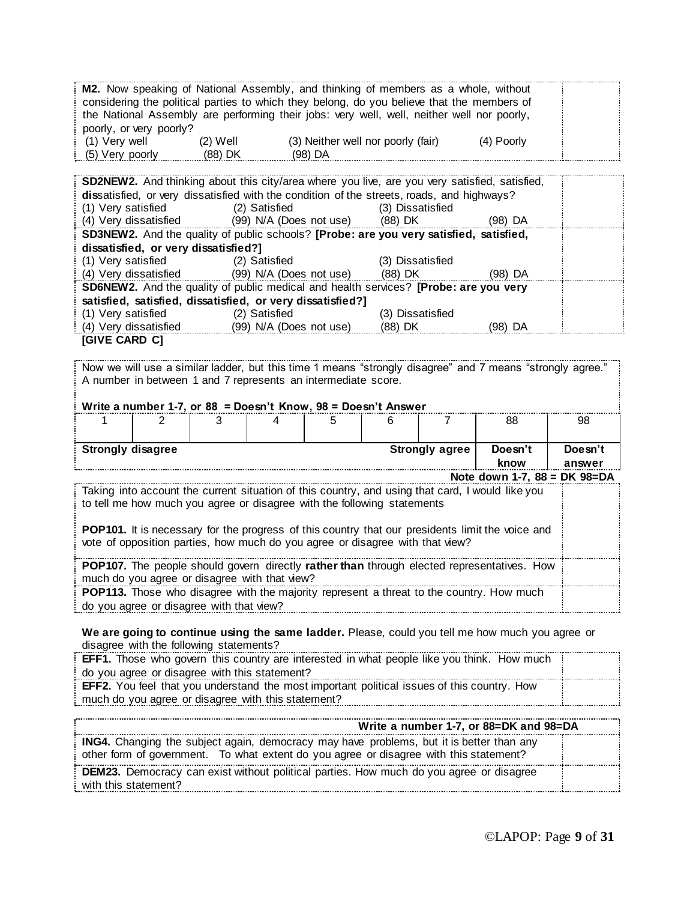| | |
|---|---|
| **M2.** Now speaking of National Assembly, and thinking of members as a whole, without considering the political parties to which they belong, do you believe that the members of the National Assembly are performing their jobs: very well, well, neither well nor poorly, poorly, or very poorly?<br>(1) Very well (2) Well (3) Neither well nor poorly (fair) (4) Poorly<br>(5) Very poorly (88) DK (98) DA | |

| | |
|---|---|
| **SD2NEW2.** And thinking about this city/area where you live, are you very satisfied, satisfied, **dis**satisfied, or very dissatisfied with the condition of the streets, roads, and highways?<br>(1) Very satisfied (2) Satisfied (3) Dissatisfied<br>(4) Very dissatisfied (99) N/A (Does not use) (88) DK (98) DA | |
| **SD3NEW2.** And the quality of public schools? **[Probe: are you very satisfied, satisfied, dissatisfied, or very dissatisfied?]**<br>(1) Very satisfied (2) Satisfied (3) Dissatisfied<br>(4) Very dissatisfied (99) N/A (Does not use) (88) DK (98) DA | |
| **SD6NEW2.** And the quality of public medical and health services? **[Probe: are you very satisfied, satisfied, dissatisfied, or very dissatisfied?]**<br>(1) Very satisfied (2) Satisfied (3) Dissatisfied<br>(4) Very dissatisfied (99) N/A (Does not use) (88) DK (98) DA | |

**[GIVE CARD C]**

Now we will use a similar ladder, but this time 1 means "strongly disagree" and 7 means "strongly agree." A number in between 1 and 7 represents an intermediate score.

**Write a number 1-7, or 88 = Doesn't Know, 98 = Doesn't Answer**

| 1 | 2 | 3 | 4 | 5 | 6 | 7 | 88 | 98 |
|---|---|---|---|---|---|---|---|---|
| **Strongly disagree** | | | | | | **Strongly agree** | **Doesn't know** | **Doesn't answer** |

**Note down 1-7, 88 = DK 98=DA**

| | |
|---|---|
| Taking into account the current situation of this country, and using that card, I would like you to tell me how much you agree or disagree with the following statements<br><br>**POP101.** It is necessary for the progress of this country that our presidents limit the voice and vote of opposition parties, how much do you agree or disagree with that view? | |
| **POP107.** The people should govern directly **rather than** through elected representatives. How much do you agree or disagree with that view? | |
| **POP113.** Those who disagree with the majority represent a threat to the country. How much do you agree or disagree with that view? | |

**We are going to continue using the same ladder.** Please, could you tell me how much you agree or disagree with the following statements?

| | |
|---|---|
| **EFF1.** Those who govern this country are interested in what people like you think. How much do you agree or disagree with this statement? | |
| **EFF2.** You feel that you understand the most important political issues of this country. How much do you agree or disagree with this statement? | |

| **Write a number 1-7, or 88=DK and 98=DA** | |
|---|---|
| **ING4.** Changing the subject again, democracy may have problems, but it is better than any other form of government. To what extent do you agree or disagree with this statement? | |
| **DEM23.** Democracy can exist without political parties. How much do you agree or disagree with this statement? | |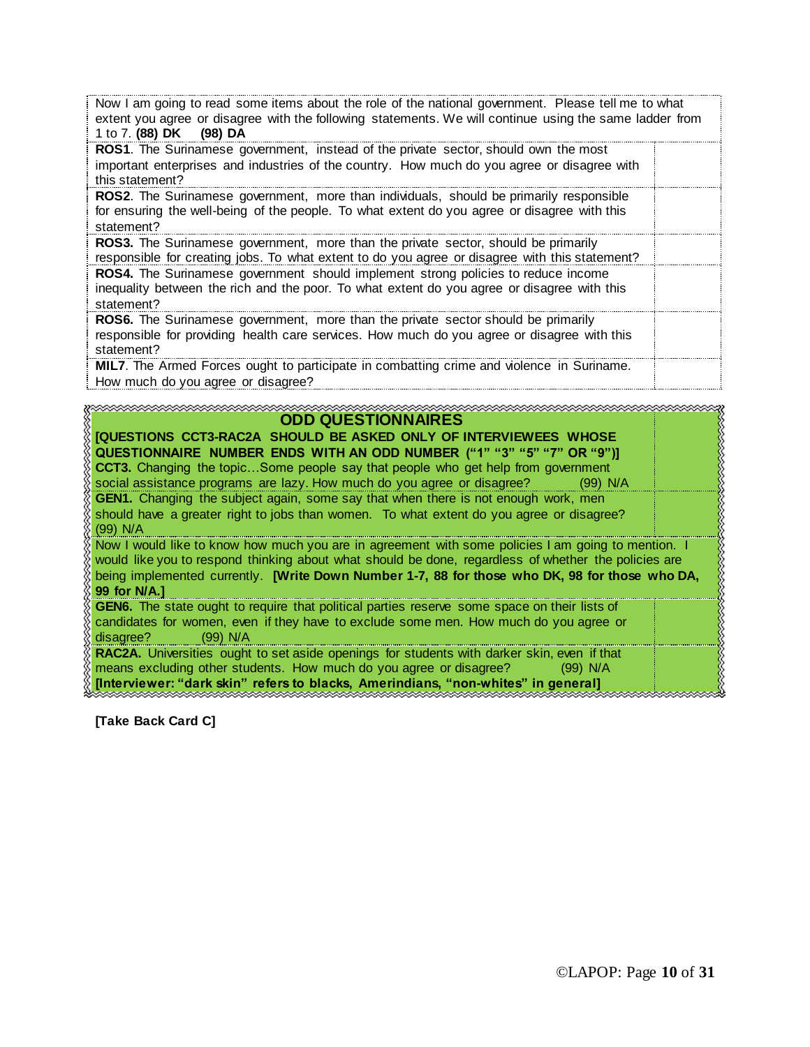| Now I am going to read some items about the role of the national government. Please tell me to what extent you agree or disagree with the following statements. We will continue using the same ladder from 1 to 7. **(88) DK (98) DA** | |
|---|---|
| **ROS1**. The Surinamese government, instead of the private sector, should own the most important enterprises and industries of the country. How much do you agree or disagree with this statement? | |
| **ROS2**. The Surinamese government, more than individuals, should be primarily responsible for ensuring the well-being of the people. To what extent do you agree or disagree with this statement? | |
| **ROS3.** The Surinamese government, more than the private sector, should be primarily responsible for creating jobs. To what extent to do you agree or disagree with this statement? | |
| **ROS4.** The Surinamese government should implement strong policies to reduce income inequality between the rich and the poor. To what extent do you agree or disagree with this statement? | |
| **ROS6.** The Surinamese government, more than the private sector should be primarily responsible for providing health care services. How much do you agree or disagree with this statement? | |
| **MIL7**. The Armed Forces ought to participate in combatting crime and violence in Suriname. How much do you agree or disagree? | |

| **ODD QUESTIONNAIRES** **[QUESTIONS CCT3-RAC2A SHOULD BE ASKED ONLY OF INTERVIEWEES WHOSE QUESTIONNAIRE NUMBER ENDS WITH AN ODD NUMBER ("1" "3" "5" "7" OR "9")]** **CCT3.** Changing the topic…Some people say that people who get help from government social assistance programs are lazy. How much do you agree or disagree? (99) N/A | |
|---|---|
| **GEN1.** Changing the subject again, some say that when there is not enough work, men should have a greater right to jobs than women. To what extent do you agree or disagree? (99) N/A | |
| Now I would like to know how much you are in agreement with some policies I am going to mention. I would like you to respond thinking about what should be done, regardless of whether the policies are being implemented currently. **[Write Down Number 1-7, 88 for those who DK, 98 for those who DA, 99 for N/A.]** | |
| **GEN6.** The state ought to require that political parties reserve some space on their lists of candidates for women, even if they have to exclude some men. How much do you agree or disagree? (99) N/A | |
| **RAC2A.** Universities ought to set aside openings for students with darker skin, even if that means excluding other students. How much do you agree or disagree? (99) N/A **[Interviewer: "dark skin" refers to blacks, Amerindians, "non-whites" in general]** | |

**[Take Back Card C]**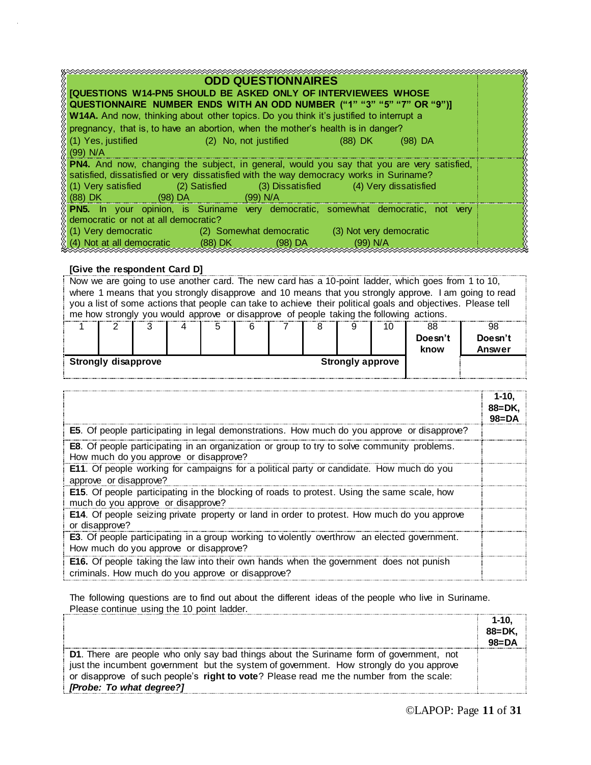## ODD QUESTIONNAIRES

**[QUESTIONS W14-PN5 SHOULD BE ASKED ONLY OF INTERVIEWEES WHOSE QUESTIONNAIRE NUMBER ENDS WITH AN ODD NUMBER ("1" "3" "5" "7" OR "9")]**

**W14A.** And now, thinking about other topics. Do you think it's justified to interrupt a pregnancy, that is, to have an abortion, when the mother's health is in danger?
(1) Yes, justified (2) No, not justified (88) DK (98) DA
(99) N/A

**PN4.** And now, changing the subject, in general, would you say that you are very satisfied, satisfied, dissatisfied or very dissatisfied with the way democracy works in Suriname?
(1) Very satisfied (2) Satisfied (3) Dissatisfied (4) Very dissatisfied
(88) DK (98) DA (99) N/A

**PN5.** In your opinion, is Suriname very democratic, somewhat democratic, not very democratic or not at all democratic?
(1) Very democratic (2) Somewhat democratic (3) Not very democratic
(4) Not at all democratic (88) DK (98) DA (99) N/A

**[Give the respondent Card D]**

Now we are going to use another card. The new card has a 10-point ladder, which goes from 1 to 10, where 1 means that you strongly disapprove and 10 means that you strongly approve. I am going to read you a list of some actions that people can take to achieve their political goals and objectives. Please tell me how strongly you would approve or disapprove of people taking the following actions.

| 1 | 2 | 3 | 4 | 5 | 6 | 7 | 8 | 9 | 10 | 88 Doesn't know | 98 Doesn't Answer |
|---|---|---|---|---|---|---|---|---|---|---|---|
| **Strongly disapprove** | | | | | | | | | **Strongly approve** | | |

| | 1-10, 88=DK, 98=DA |
|---|---|
| **E5**. Of people participating in legal demonstrations. How much do you approve or disapprove? | |
| **E8**. Of people participating in an organization or group to try to solve community problems. How much do you approve or disapprove? | |
| **E11**. Of people working for campaigns for a political party or candidate. How much do you approve or disapprove? | |
| **E15**. Of people participating in the blocking of roads to protest. Using the same scale, how much do you approve or disapprove? | |
| **E14**. Of people seizing private property or land in order to protest. How much do you approve or disapprove? | |
| **E3**. Of people participating in a group working to violently overthrow an elected government. How much do you approve or disapprove? | |
| **E16.** Of people taking the law into their own hands when the government does not punish criminals. How much do you approve or disapprove? | |

The following questions are to find out about the different ideas of the people who live in Suriname. Please continue using the 10 point ladder.

| | 1-10, 88=DK, 98=DA |
|---|---|
| **D1**. There are people who only say bad things about the Suriname form of government, not just the incumbent government but the system of government. How strongly do you approve or disapprove of such people's **right to vote**? Please read me the number from the scale: ***[Probe: To what degree?]*** | |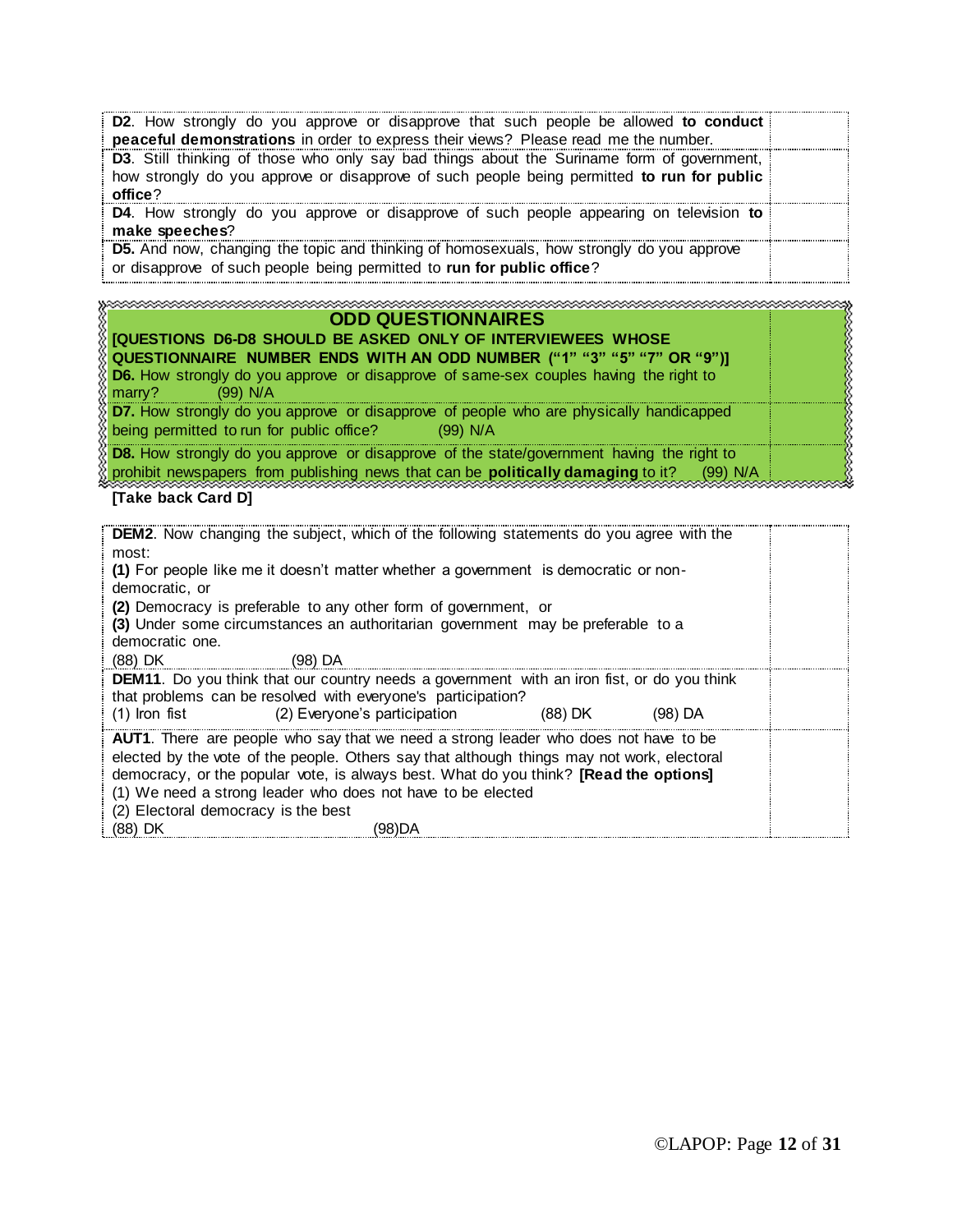| | |
|---|---|
| **D2**. How strongly do you approve or disapprove that such people be allowed **to conduct peaceful demonstrations** in order to express their views? Please read me the number. | |
| **D3**. Still thinking of those who only say bad things about the Suriname form of government, how strongly do you approve or disapprove of such people being permitted **to run for public office**? | |
| **D4**. How strongly do you approve or disapprove of such people appearing on television **to make speeches**? | |
| **D5.** And now, changing the topic and thinking of homosexuals, how strongly do you approve or disapprove of such people being permitted to **run for public office**? | |

| | |
|---|---|
| **ODD QUESTIONNAIRES** **[QUESTIONS D6-D8 SHOULD BE ASKED ONLY OF INTERVIEWEES WHOSE QUESTIONNAIRE NUMBER ENDS WITH AN ODD NUMBER ("1" "3" "5" "7" OR "9")]** **D6.** How strongly do you approve or disapprove of same-sex couples having the right to marry? (99) N/A | |
| **D7.** How strongly do you approve or disapprove of people who are physically handicapped being permitted to run for public office? (99) N/A | |
| **D8.** How strongly do you approve or disapprove of the state/government having the right to prohibit newspapers from publishing news that can be **politically damaging** to it? (99) N/A | |

**[Take back Card D]**

| | |
|---|---|
| **DEM2**. Now changing the subject, which of the following statements do you agree with the most: **(1)** For people like me it doesn't matter whether a government is democratic or non-democratic, or **(2)** Democracy is preferable to any other form of government, or **(3)** Under some circumstances an authoritarian government may be preferable to a democratic one. (88) DK (98) DA | |
| **DEM11**. Do you think that our country needs a government with an iron fist, or do you think that problems can be resolved with everyone's participation? (1) Iron fist (2) Everyone's participation (88) DK (98) DA | |
| **AUT1**. There are people who say that we need a strong leader who does not have to be elected by the vote of the people. Others say that although things may not work, electoral democracy, or the popular vote, is always best. What do you think? **[Read the options]** (1) We need a strong leader who does not have to be elected (2) Electoral democracy is the best (88) DK (98)DA | |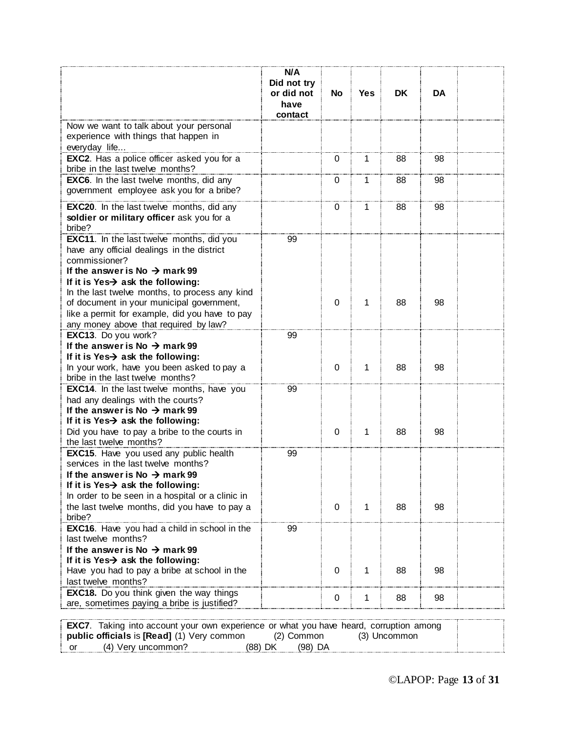| | N/A Did not try or did not have contact | No | Yes | DK | DA | |
|---|---|---|---|---|---|---|
| Now we want to talk about your personal experience with things that happen in everyday life… | | | | | | |
| **EXC2**. Has a police officer asked you for a bribe in the last twelve months? | | 0 | 1 | 88 | 98 | |
| **EXC6**. In the last twelve months, did any government employee ask you for a bribe? | | 0 | 1 | 88 | 98 | |
| **EXC20**. In the last twelve months, did any **soldier or military officer** ask you for a bribe? | | 0 | 1 | 88 | 98 | |
| **EXC11**. In the last twelve months, did you have any official dealings in the district commissioner? **If the answer is No → mark 99** **If it is Yes→ ask the following:** In the last twelve months, to process any kind of document in your municipal government, like a permit for example, did you have to pay any money above that required by law? | 99 | 0 | 1 | 88 | 98 | |
| **EXC13**. Do you work? **If the answer is No → mark 99** **If it is Yes→ ask the following:** In your work, have you been asked to pay a bribe in the last twelve months? | 99 | 0 | 1 | 88 | 98 | |
| **EXC14**. In the last twelve months, have you had any dealings with the courts? **If the answer is No → mark 99** **If it is Yes→ ask the following:** Did you have to pay a bribe to the courts in the last twelve months? | 99 | 0 | 1 | 88 | 98 | |
| **EXC15**. Have you used any public health services in the last twelve months? **If the answer is No → mark 99** **If it is Yes→ ask the following:** In order to be seen in a hospital or a clinic in the last twelve months, did you have to pay a bribe? | 99 | 0 | 1 | 88 | 98 | |
| **EXC16**. Have you had a child in school in the last twelve months? **If the answer is No → mark 99** **If it is Yes→ ask the following:** Have you had to pay a bribe at school in the last twelve months? | 99 | 0 | 1 | 88 | 98 | |
| **EXC18.** Do you think given the way things are, sometimes paying a bribe is justified? | | 0 | 1 | 88 | 98 | |

| | |
|---|---|
| **EXC7**. Taking into account your own experience or what you have heard, corruption among **public officials** is **[Read]** (1) Very common (2) Common (3) Uncommon or (4) Very uncommon? (88) DK (98) DA | |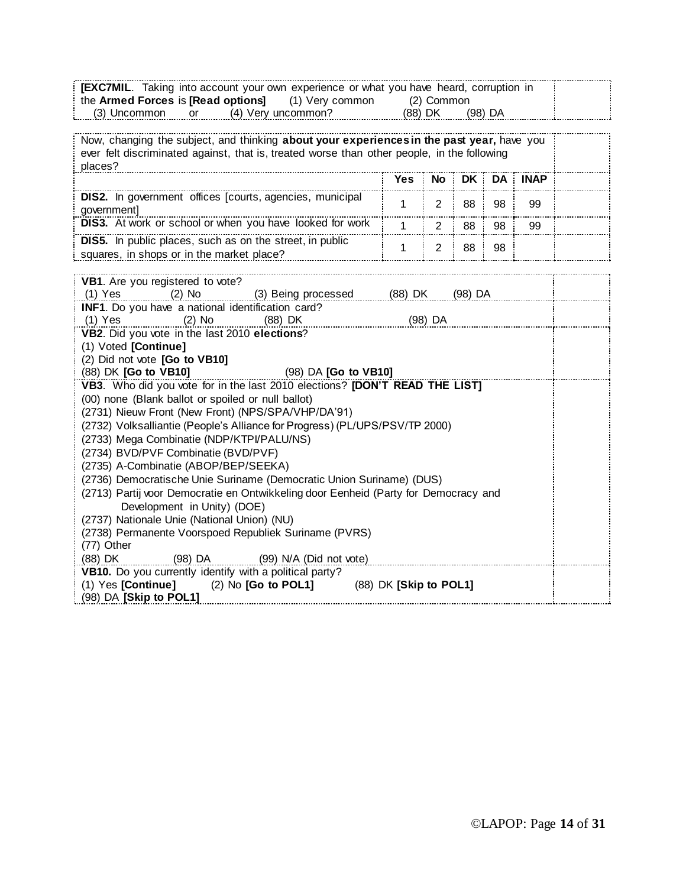**[EXC7MIL**. Taking into account your own experience or what you have heard, corruption in the **Armed Forces** is **[Read options]** (1) Very common (2) Common (3) Uncommon or (4) Very uncommon? (88) DK (98) DA

Now, changing the subject, and thinking **about your experiences in the past year,** have you ever felt discriminated against, that is, treated worse than other people, in the following places?

| | Yes | No | DK | DA | INAP |
|---|---|---|---|---|---|
| **DIS2.** In government offices [courts, agencies, municipal government] | 1 | 2 | 88 | 98 | 99 |
| **DIS3.** At work or school or when you have looked for work | 1 | 2 | 88 | 98 | 99 |
| **DIS5.** In public places, such as on the street, in public squares, in shops or in the market place? | 1 | 2 | 88 | 98 | |

**VB1**. Are you registered to vote?
(1) Yes (2) No (3) Being processed (88) DK (98) DA

**INF1**. Do you have a national identification card?
(1) Yes (2) No (88) DK (98) DA

**VB2**. Did you vote in the last 2010 **elections**?
(1) Voted **[Continue]**
(2) Did not vote **[Go to VB10]**
(88) DK **[Go to VB10]** (98) DA **[Go to VB10]**

**VB3**. Who did you vote for in the last 2010 elections? **[DON'T READ THE LIST]**
(00) none (Blank ballot or spoiled or null ballot)
(2731) Nieuw Front (New Front) (NPS/SPA/VHP/DA'91)
(2732) Volksalliantie (People's Alliance for Progress) (PL/UPS/PSV/TP 2000)
(2733) Mega Combinatie (NDP/KTPI/PALU/NS)
(2734) BVD/PVF Combinatie (BVD/PVF)
(2735) A-Combinatie (ABOP/BEP/SEEKA)
(2736) Democratische Unie Suriname (Democratic Union Suriname) (DUS)
(2713) Partij voor Democratie en Ontwikkeling door Eenheid (Party for Democracy and Development in Unity) (DOE)
(2737) Nationale Unie (National Union) (NU)
(2738) Permanente Voorspoed Republiek Suriname (PVRS)
(77) Other
(88) DK (98) DA (99) N/A (Did not vote)

**VB10.** Do you currently identify with a political party?
(1) Yes **[Continue]** (2) No **[Go to POL1]** (88) DK **[Skip to POL1]**
(98) DA **[Skip to POL1]**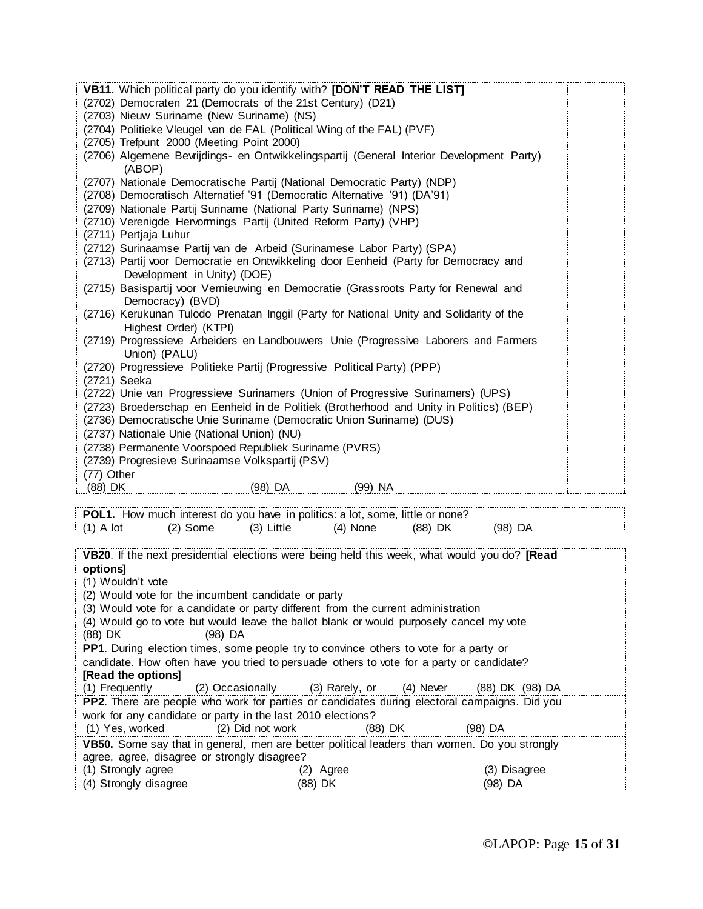**VB11.** Which political party do you identify with? **[DON'T READ THE LIST]**
(2702) Democraten 21 (Democrats of the 21st Century) (D21)
(2703) Nieuw Suriname (New Suriname) (NS)
(2704) Politieke Vleugel van de FAL (Political Wing of the FAL) (PVF)
(2705) Trefpunt 2000 (Meeting Point 2000)
(2706) Algemene Bevrijdings- en Ontwikkelingspartij (General Interior Development Party) (ABOP)
(2707) Nationale Democratische Partij (National Democratic Party) (NDP)
(2708) Democratisch Alternatief '91 (Democratic Alternative '91) (DA'91)
(2709) Nationale Partij Suriname (National Party Suriname) (NPS)
(2710) Verenigde Hervormings Partij (United Reform Party) (VHP)
(2711) Pertjaja Luhur
(2712) Surinaamse Partij van de Arbeid (Surinamese Labor Party) (SPA)
(2713) Partij voor Democratie en Ontwikkeling door Eenheid (Party for Democracy and Development in Unity) (DOE)
(2715) Basispartij voor Vernieuwing en Democratie (Grassroots Party for Renewal and Democracy) (BVD)
(2716) Kerukunan Tulodo Prenatan Inggil (Party for National Unity and Solidarity of the Highest Order) (KTPI)
(2719) Progressieve Arbeiders en Landbouwers Unie (Progressive Laborers and Farmers Union) (PALU)
(2720) Progressieve Politieke Partij (Progressive Political Party) (PPP)
(2721) Seeka
(2722) Unie van Progressieve Surinamers (Union of Progressive Surinamers) (UPS)
(2723) Broederschap en Eenheid in de Politiek (Brotherhood and Unity in Politics) (BEP)
(2736) Democratische Unie Suriname (Democratic Union Suriname) (DUS)
(2737) Nationale Unie (National Union) (NU)
(2738) Permanente Voorspoed Republiek Suriname (PVRS)
(2739) Progresieve Surinaamse Volkspartij (PSV)
(77) Other
(88) DK (98) DA (99) NA

**POL1.** How much interest do you have in politics: a lot, some, little or none?
(1) A lot (2) Some (3) Little (4) None (88) DK (98) DA

**VB20**. If the next presidential elections were being held this week, what would you do? **[Read options]**
(1) Wouldn't vote
(2) Would vote for the incumbent candidate or party
(3) Would vote for a candidate or party different from the current administration
(4) Would go to vote but would leave the ballot blank or would purposely cancel my vote
(88) DK (98) DA

**PP1**. During election times, some people try to convince others to vote for a party or candidate. How often have you tried to persuade others to vote for a party or candidate? **[Read the options]**
(1) Frequently (2) Occasionally (3) Rarely, or (4) Never (88) DK (98) DA

**PP2**. There are people who work for parties or candidates during electoral campaigns. Did you work for any candidate or party in the last 2010 elections?
(1) Yes, worked (2) Did not work (88) DK (98) DA

**VB50.** Some say that in general, men are better political leaders than women. Do you strongly agree, agree, disagree or strongly disagree?
(1) Strongly agree (2) Agree (3) Disagree
(4) Strongly disagree (88) DK (98) DA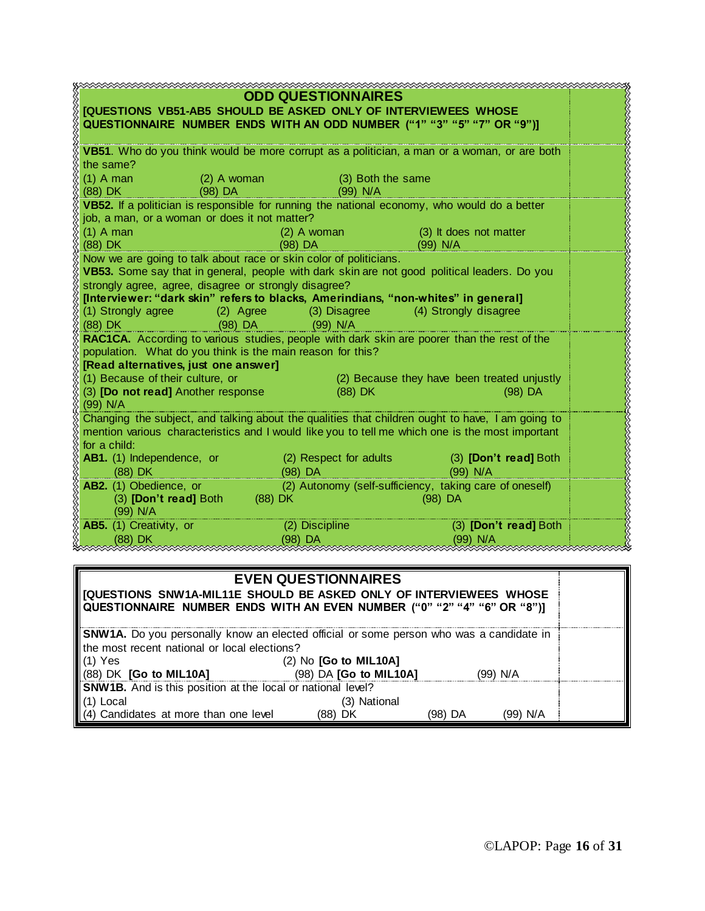## ODD QUESTIONNAIRES

**[QUESTIONS VB51-AB5 SHOULD BE ASKED ONLY OF INTERVIEWEES WHOSE QUESTIONNAIRE NUMBER ENDS WITH AN ODD NUMBER (“1” “3” “5” “7” OR “9”)]**

**VB51**. Who do you think would be more corrupt as a politician, a man or a woman, or are both the same?
(1) A man (2) A woman (3) Both the same
(88) DK (98) DA (99) N/A

**VB52.** If a politician is responsible for running the national economy, who would do a better job, a man, or a woman or does it not matter?
(1) A man (2) A woman (3) It does not matter
(88) DK (98) DA (99) N/A

Now we are going to talk about race or skin color of politicians.
**VB53.** Some say that in general, people with dark skin are not good political leaders. Do you strongly agree, agree, disagree or strongly disagree?
**[Interviewer: “dark skin” refers to blacks, Amerindians, “non-whites” in general]**
(1) Strongly agree (2) Agree (3) Disagree (4) Strongly disagree
(88) DK (98) DA (99) N/A

**RAC1CA.** According to various studies, people with dark skin are poorer than the rest of the population. What do you think is the main reason for this?
**[Read alternatives, just one answer]**
(1) Because of their culture, or (2) Because they have been treated unjustly
(3) **[Do not read]** Another response (88) DK (98) DA
(99) N/A

Changing the subject, and talking about the qualities that children ought to have, I am going to mention various characteristics and I would like you to tell me which one is the most important for a child:

**AB1.** (1) Independence, or (2) Respect for adults (3) **[Don’t read]** Both
(88) DK (98) DA (99) N/A

**AB2.** (1) Obedience, or (2) Autonomy (self-sufficiency, taking care of oneself)
(3) **[Don’t read]** Both (88) DK (98) DA
(99) N/A

**AB5.** (1) Creativity, or (2) Discipline (3) **[Don’t read]** Both
(88) DK (98) DA (99) N/A

## EVEN QUESTIONNAIRES

**[QUESTIONS SNW1A-MIL11E SHOULD BE ASKED ONLY OF INTERVIEWEES WHOSE QUESTIONNAIRE NUMBER ENDS WITH AN EVEN NUMBER (“0” “2” “4” “6” OR “8”)]**

**SNW1A.** Do you personally know an elected official or some person who was a candidate in the most recent national or local elections?
(1) Yes (2) No **[Go to MIL10A]**
(88) DK **[Go to MIL10A]** (98) DA **[Go to MIL10A]** (99) N/A

**SNW1B.** And is this position at the local or national level?
(1) Local (3) National
(4) Candidates at more than one level (88) DK (98) DA (99) N/A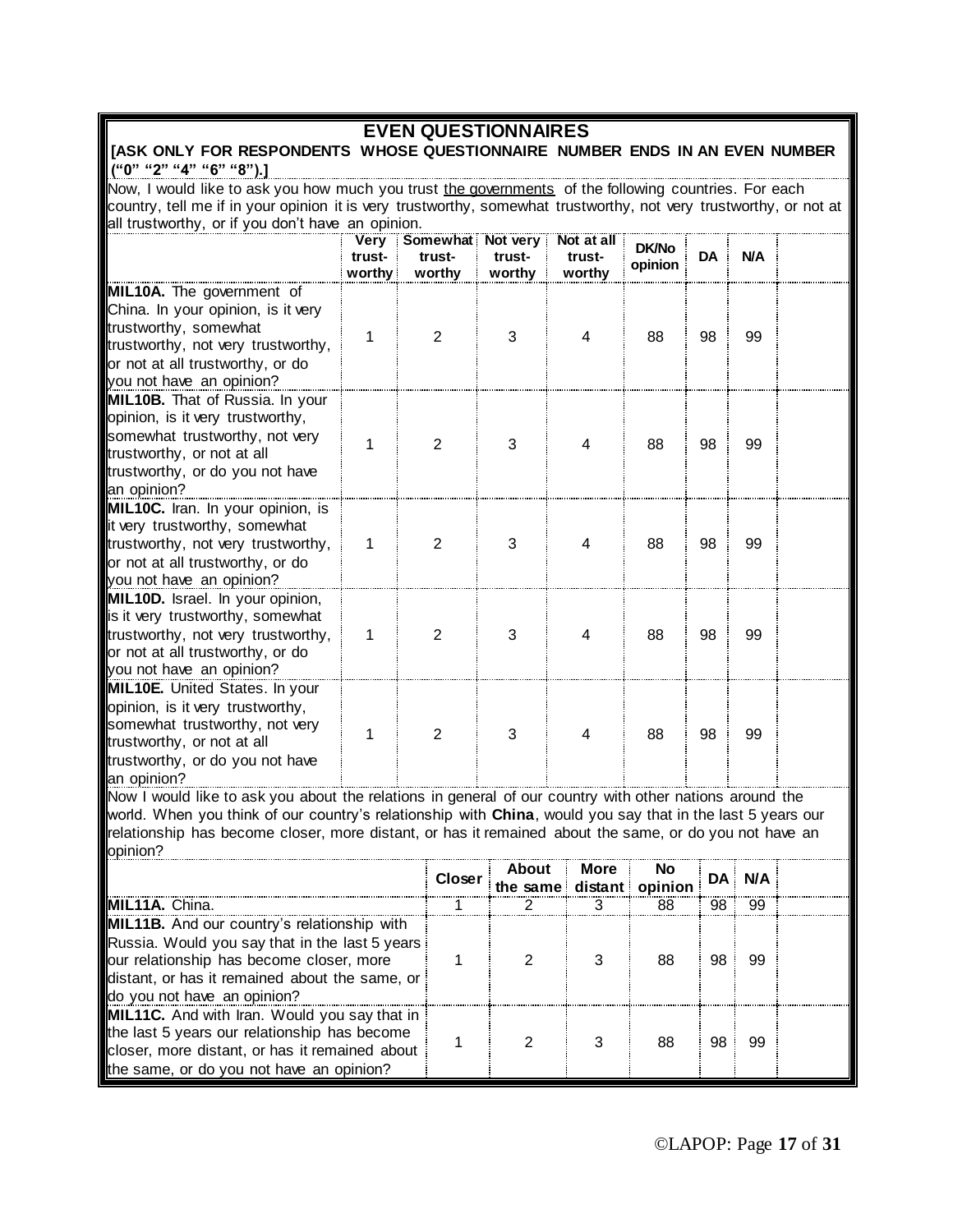## EVEN QUESTIONNAIRES

**[ASK ONLY FOR RESPONDENTS WHOSE QUESTIONNAIRE NUMBER ENDS IN AN EVEN NUMBER ("0" "2" "4" "6" "8").]**

Now, I would like to ask you how much you trust the governments of the following countries. For each country, tell me if in your opinion it is very trustworthy, somewhat trustworthy, not very trustworthy, or not at all trustworthy, or if you don't have an opinion.

| | Very trust-worthy | Somewhat trust-worthy | Not very trust-worthy | Not at all trust-worthy | DK/No opinion | DA | N/A | |
|---|---|---|---|---|---|---|---|---|
| **MIL10A.** The government of China. In your opinion, is it very trustworthy, somewhat trustworthy, not very trustworthy, or not at all trustworthy, or do you not have an opinion? | 1 | 2 | 3 | 4 | 88 | 98 | 99 | |
| **MIL10B.** That of Russia. In your opinion, is it very trustworthy, somewhat trustworthy, not very trustworthy, or not at all trustworthy, or do you not have an opinion? | 1 | 2 | 3 | 4 | 88 | 98 | 99 | |
| **MIL10C.** Iran. In your opinion, is it very trustworthy, somewhat trustworthy, not very trustworthy, or not at all trustworthy, or do you not have an opinion? | 1 | 2 | 3 | 4 | 88 | 98 | 99 | |
| **MIL10D.** Israel. In your opinion, is it very trustworthy, somewhat trustworthy, not very trustworthy, or not at all trustworthy, or do you not have an opinion? | 1 | 2 | 3 | 4 | 88 | 98 | 99 | |
| **MIL10E.** United States. In your opinion, is it very trustworthy, somewhat trustworthy, not very trustworthy, or not at all trustworthy, or do you not have an opinion? | 1 | 2 | 3 | 4 | 88 | 98 | 99 | |

Now I would like to ask you about the relations in general of our country with other nations around the world. When you think of our country's relationship with **China**, would you say that in the last 5 years our relationship has become closer, more distant, or has it remained about the same, or do you not have an opinion?

| | Closer | About the same | More distant | No opinion | DA | N/A | |
|---|---|---|---|---|---|---|---|
| **MIL11A.** China. | 1 | 2 | 3 | 88 | 98 | 99 | |
| **MIL11B.** And our country's relationship with Russia. Would you say that in the last 5 years our relationship has become closer, more distant, or has it remained about the same, or do you not have an opinion? | 1 | 2 | 3 | 88 | 98 | 99 | |
| **MIL11C.** And with Iran. Would you say that in the last 5 years our relationship has become closer, more distant, or has it remained about the same, or do you not have an opinion? | 1 | 2 | 3 | 88 | 98 | 99 | |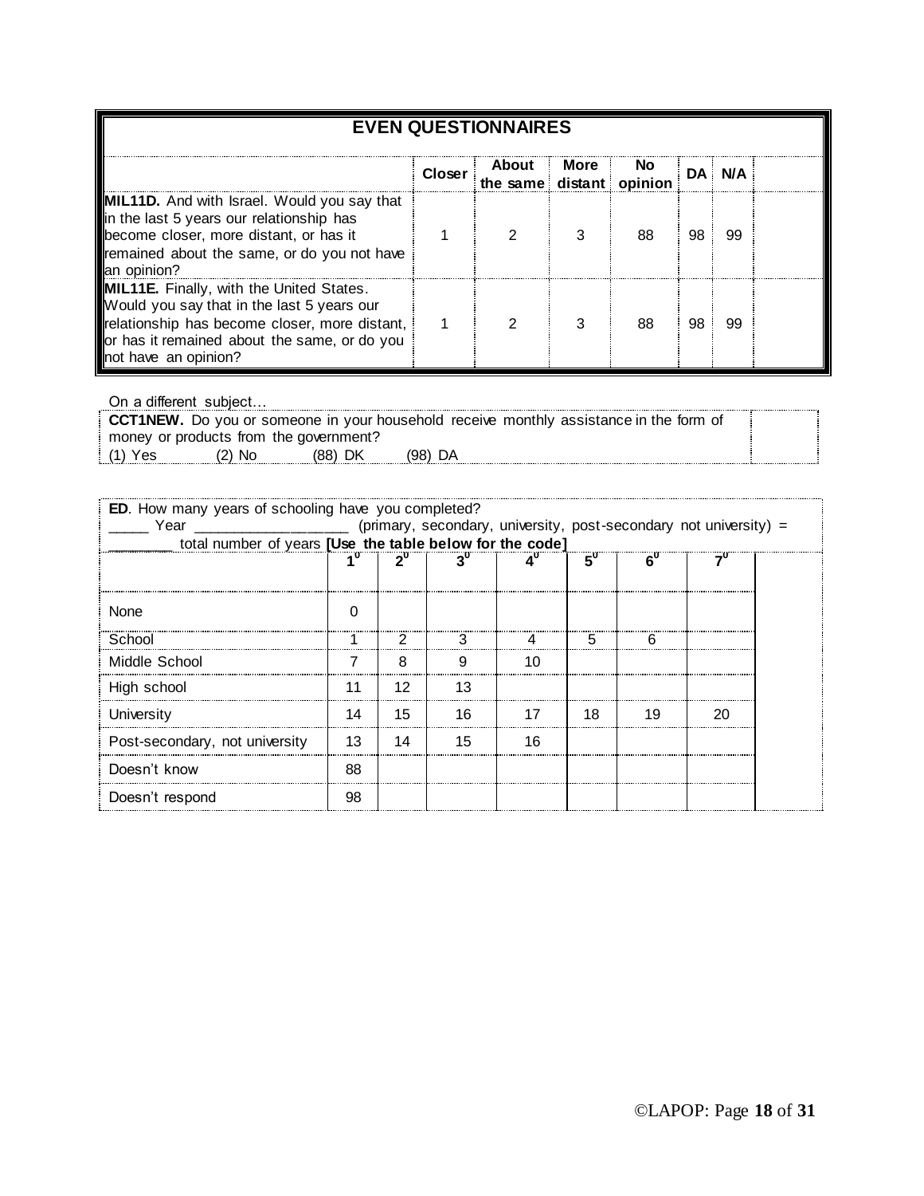| EVEN QUESTIONNAIRES | | | | | | | |
|---|---|---|---|---|---|---|---|
| | **Closer** | **About the same** | **More distant** | **No opinion** | **DA** | **N/A** | |
| **MIL11D.** And with Israel. Would you say that in the last 5 years our relationship has become closer, more distant, or has it remained about the same, or do you not have an opinion? | 1 | 2 | 3 | 88 | 98 | 99 | |
| **MIL11E.** Finally, with the United States. Would you say that in the last 5 years our relationship has become closer, more distant, or has it remained about the same, or do you not have an opinion? | 1 | 2 | 3 | 88 | 98 | 99 | |

On a different subject…

| **CCT1NEW.** Do you or someone in your household receive monthly assistance in the form of money or products from the government? (1) Yes (2) No (88) DK (98) DA | |
|---|---|

**ED**. How many years of schooling have you completed?
_____ Year __________________ (primary, secondary, university, post-secondary not university) = ________ total number of years **[Use the table below for the code]**

| | 1⁰ | 2⁰ | 3⁰ | 4⁰ | 5⁰ | 6⁰ | 7⁰ | |
|---|---|---|---|---|---|---|---|---|
| None | 0 | | | | | | | |
| School | 1 | 2 | 3 | 4 | 5 | 6 | | |
| Middle School | 7 | 8 | 9 | 10 | | | | |
| High school | 11 | 12 | 13 | | | | | |
| University | 14 | 15 | 16 | 17 | 18 | 19 | 20 | |
| Post-secondary, not university | 13 | 14 | 15 | 16 | | | | |
| Doesn't know | 88 | | | | | | | |
| Doesn't respond | 98 | | | | | | | |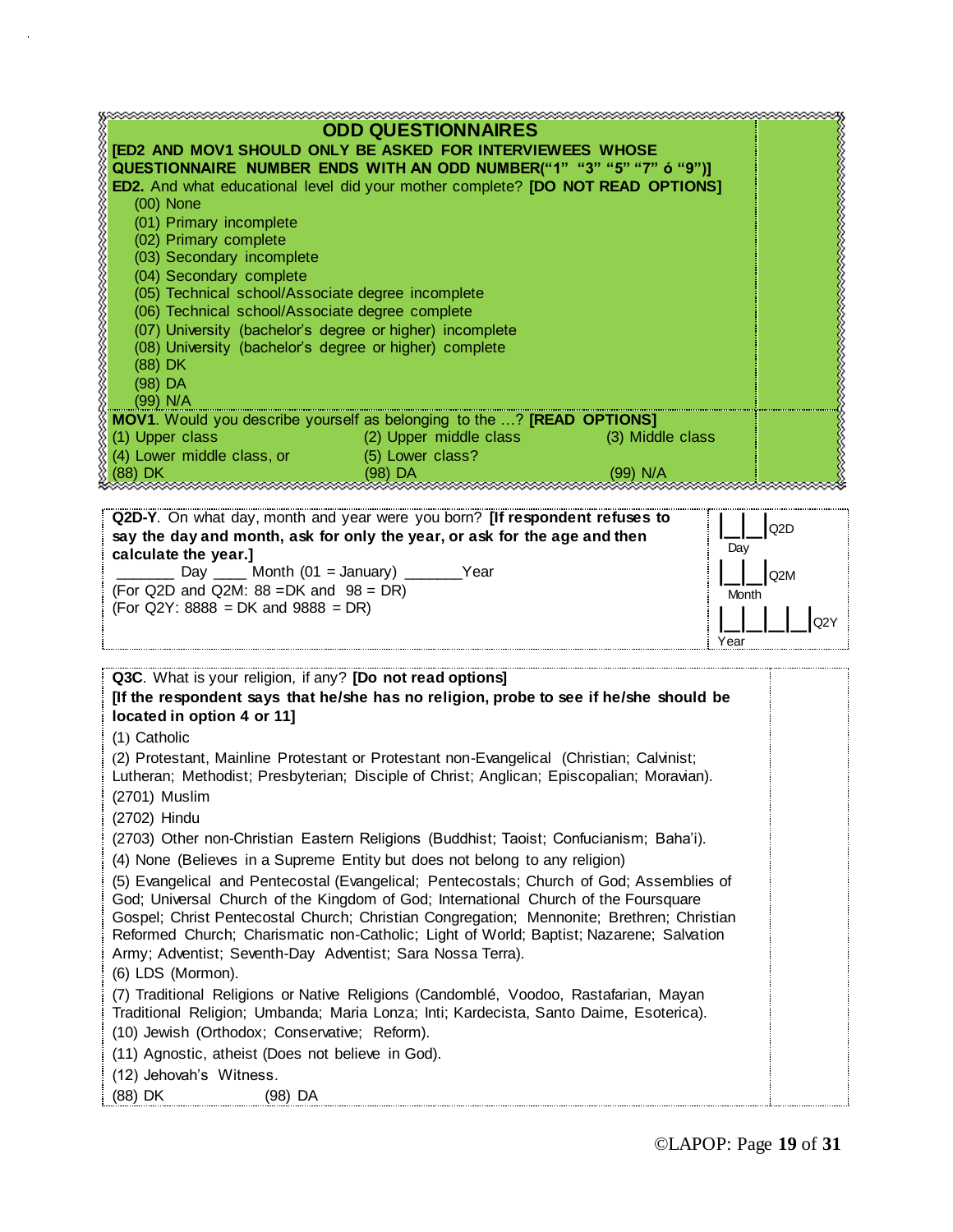## ODD QUESTIONNAIRES

**[ED2 AND MOV1 SHOULD ONLY BE ASKED FOR INTERVIEWEES WHOSE QUESTIONNAIRE NUMBER ENDS WITH AN ODD NUMBER("1" "3" "5" "7" ó "9")]**

**ED2.** And what educational level did your mother complete? **[DO NOT READ OPTIONS]**

(00) None
(01) Primary incomplete
(02) Primary complete
(03) Secondary incomplete
(04) Secondary complete
(05) Technical school/Associate degree incomplete
(06) Technical school/Associate degree complete
(07) University (bachelor's degree or higher) incomplete
(08) University (bachelor's degree or higher) complete
(88) DK
(98) DA
(99) N/A

**MOV1**. Would you describe yourself as belonging to the …? **[READ OPTIONS]**

(1) Upper class (2) Upper middle class (3) Middle class
(4) Lower middle class, or (5) Lower class?
(88) DK (98) DA (99) N/A

---

**Q2D-Y**. On what day, month and year were you born? **[If respondent refuses to say the day and month, ask for only the year, or ask for the age and then calculate the year.]**

_______ Day ____ Month (01 = January) _______Year
(For Q2D and Q2M: 88 =DK and 98 = DR)
(For Q2Y: 8888 = DK and 9888 = DR)

|\_\_|\_\_| Q2D Day
|\_\_|\_\_| Q2M Month
|\_\_|\_\_|\_\_|\_\_| Q2Y Year

---

**Q3C**. What is your religion, if any? **[Do not read options]**
**[If the respondent says that he/she has no religion, probe to see if he/she should be located in option 4 or 11]**

(1) Catholic
(2) Protestant, Mainline Protestant or Protestant non-Evangelical (Christian; Calvinist; Lutheran; Methodist; Presbyterian; Disciple of Christ; Anglican; Episcopalian; Moravian).
(2701) Muslim
(2702) Hindu
(2703) Other non-Christian Eastern Religions (Buddhist; Taoist; Confucianism; Baha'i).
(4) None (Believes in a Supreme Entity but does not belong to any religion)
(5) Evangelical and Pentecostal (Evangelical; Pentecostals; Church of God; Assemblies of God; Universal Church of the Kingdom of God; International Church of the Foursquare Gospel; Christ Pentecostal Church; Christian Congregation; Mennonite; Brethren; Christian Reformed Church; Charismatic non-Catholic; Light of World; Baptist; Nazarene; Salvation Army; Adventist; Seventh-Day Adventist; Sara Nossa Terra).
(6) LDS (Mormon).
(7) Traditional Religions or Native Religions (Candomblé, Voodoo, Rastafarian, Mayan Traditional Religion; Umbanda; Maria Lonza; Inti; Kardecista, Santo Daime, Esoterica).
(10) Jewish (Orthodox; Conservative; Reform).
(11) Agnostic, atheist (Does not believe in God).
(12) Jehovah's Witness.
(88) DK (98) DA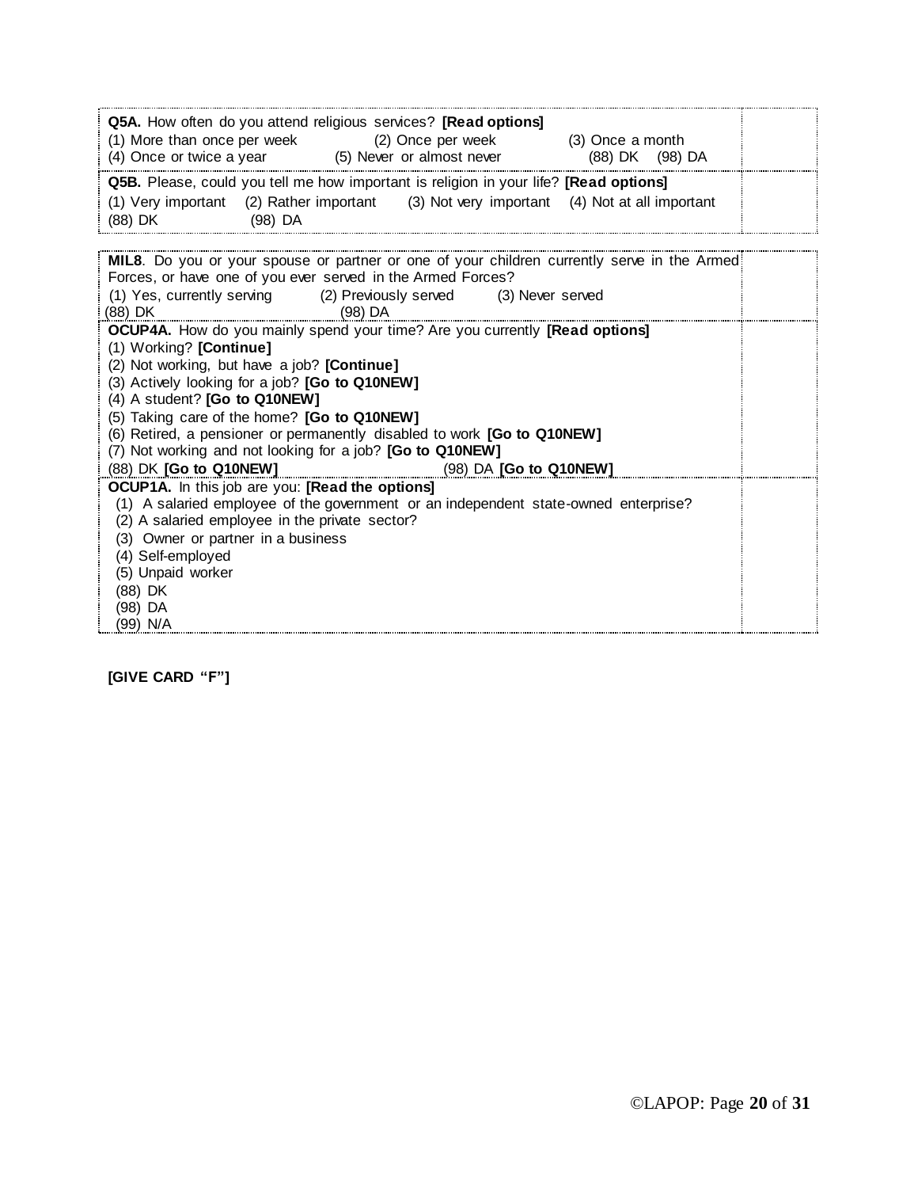| | |
|---|---|
| **Q5A.** How often do you attend religious services? **[Read options]**<br>(1) More than once per week (2) Once per week (3) Once a month<br>(4) Once or twice a year (5) Never or almost never (88) DK (98) DA | |
| **Q5B.** Please, could you tell me how important is religion in your life? **[Read options]**<br>(1) Very important (2) Rather important (3) Not very important (4) Not at all important<br>(88) DK (98) DA | |

| | |
|---|---|
| **MIL8**. Do you or your spouse or partner or one of your children currently serve in the Armed Forces, or have one of you ever served in the Armed Forces?<br>(1) Yes, currently serving (2) Previously served (3) Never served<br>(88) DK (98) DA | |
| **OCUP4A.** How do you mainly spend your time? Are you currently **[Read options]**<br>(1) Working? **[Continue]**<br>(2) Not working, but have a job? **[Continue]**<br>(3) Actively looking for a job? **[Go to Q10NEW]**<br>(4) A student? **[Go to Q10NEW]**<br>(5) Taking care of the home? **[Go to Q10NEW]**<br>(6) Retired, a pensioner or permanently disabled to work **[Go to Q10NEW]**<br>(7) Not working and not looking for a job? **[Go to Q10NEW]**<br>(88) DK **[Go to Q10NEW]** (98) DA **[Go to Q10NEW]** | |
| **OCUP1A.** In this job are you: **[Read the options]**<br>(1) A salaried employee of the government or an independent state-owned enterprise?<br>(2) A salaried employee in the private sector?<br>(3) Owner or partner in a business<br>(4) Self-employed<br>(5) Unpaid worker<br>(88) DK<br>(98) DA<br>(99) N/A | |

**[GIVE CARD "F"]**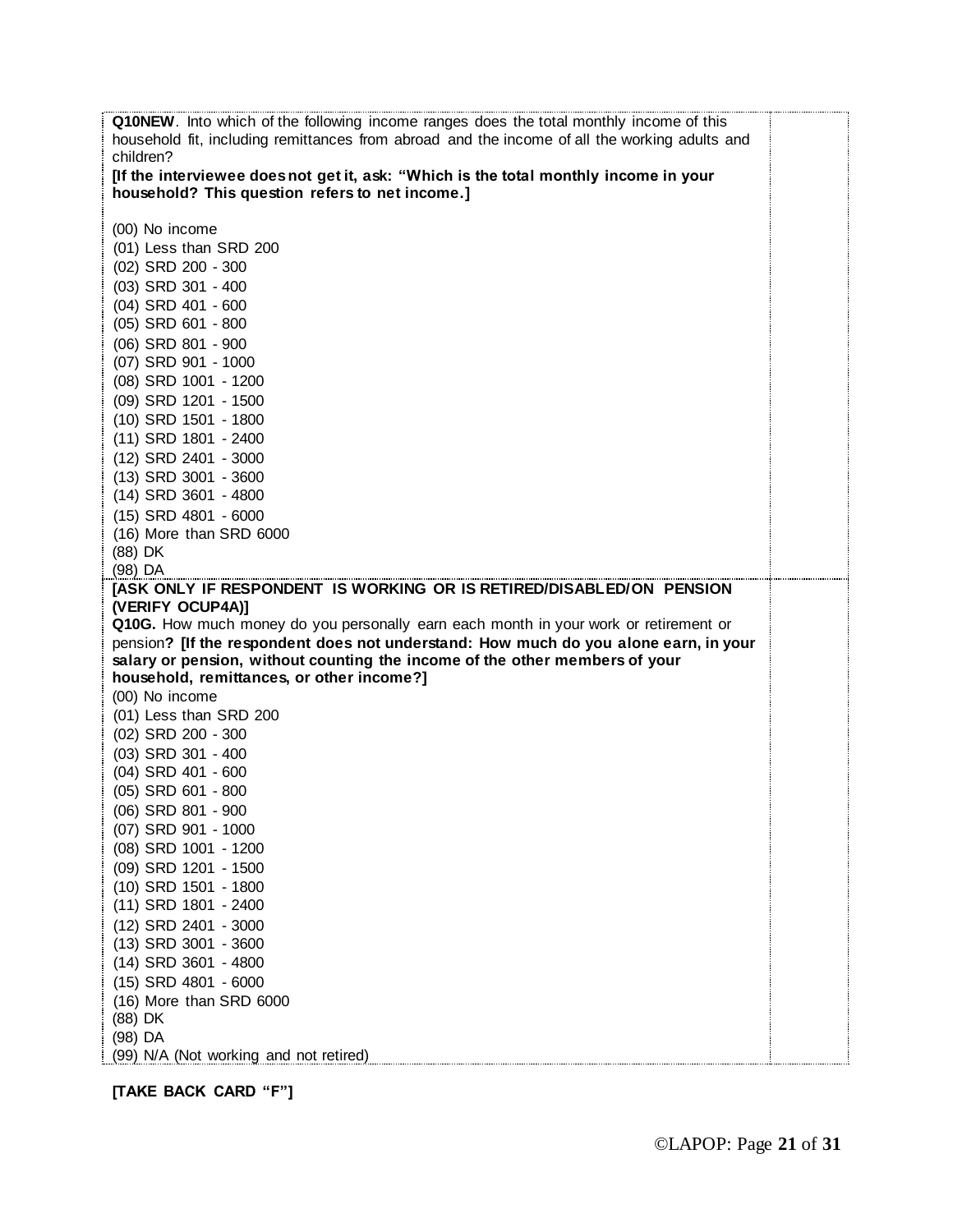**Q10NEW**. Into which of the following income ranges does the total monthly income of this household fit, including remittances from abroad and the income of all the working adults and children?

**[If the interviewee does not get it, ask: "Which is the total monthly income in your household? This question refers to net income.]**

(00) No income
(01) Less than SRD 200
(02) SRD 200 - 300
(03) SRD 301 - 400
(04) SRD 401 - 600
(05) SRD 601 - 800
(06) SRD 801 - 900
(07) SRD 901 - 1000
(08) SRD 1001 - 1200
(09) SRD 1201 - 1500
(10) SRD 1501 - 1800
(11) SRD 1801 - 2400
(12) SRD 2401 - 3000
(13) SRD 3001 - 3600
(14) SRD 3601 - 4800
(15) SRD 4801 - 6000
(16) More than SRD 6000
(88) DK
(98) DA

**[ASK ONLY IF RESPONDENT IS WORKING OR IS RETIRED/DISABLED/ON PENSION (VERIFY OCUP4A)]**

**Q10G.** How much money do you personally earn each month in your work or retirement or pension**? [If the respondent does not understand: How much do you alone earn, in your salary or pension, without counting the income of the other members of your household, remittances, or other income?]**

(00) No income
(01) Less than SRD 200
(02) SRD 200 - 300
(03) SRD 301 - 400
(04) SRD 401 - 600
(05) SRD 601 - 800
(06) SRD 801 - 900
(07) SRD 901 - 1000
(08) SRD 1001 - 1200
(09) SRD 1201 - 1500
(10) SRD 1501 - 1800
(11) SRD 1801 - 2400
(12) SRD 2401 - 3000
(13) SRD 3001 - 3600
(14) SRD 3601 - 4800
(15) SRD 4801 - 6000
(16) More than SRD 6000
(88) DK
(98) DA
(99) N/A (Not working and not retired)

**[TAKE BACK CARD "F"]**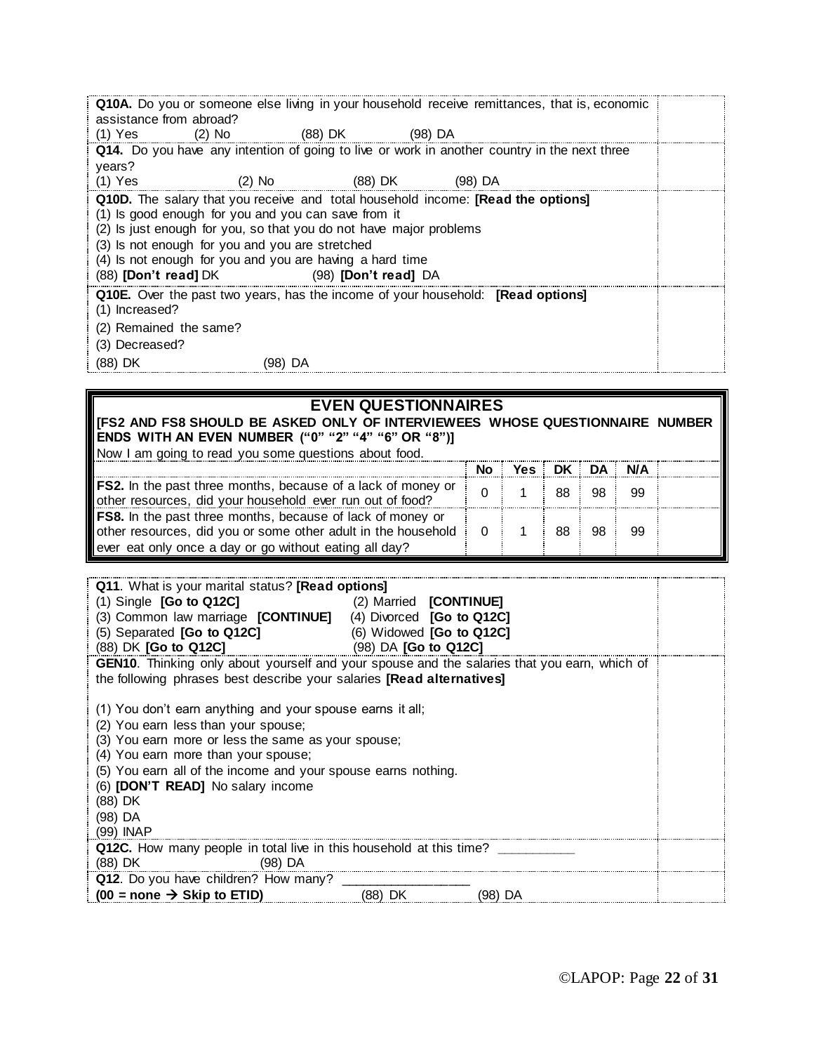**Q10A.** Do you or someone else living in your household receive remittances, that is, economic assistance from abroad?
(1) Yes (2) No (88) DK (98) DA

**Q14.** Do you have any intention of going to live or work in another country in the next three years?
(1) Yes (2) No (88) DK (98) DA

**Q10D.** The salary that you receive and total household income: **[Read the options]**
(1) Is good enough for you and you can save from it
(2) Is just enough for you, so that you do not have major problems
(3) Is not enough for you and you are stretched
(4) Is not enough for you and you are having a hard time
(88) **[Don't read]** DK (98) **[Don't read]** DA

**Q10E.** Over the past two years, has the income of your household: **[Read options]**
(1) Increased?
(2) Remained the same?
(3) Decreased?
(88) DK (98) DA

## EVEN QUESTIONNAIRES

**[FS2 AND FS8 SHOULD BE ASKED ONLY OF INTERVIEWEES WHOSE QUESTIONNAIRE NUMBER ENDS WITH AN EVEN NUMBER ("0" "2" "4" "6" OR "8")]**

Now I am going to read you some questions about food.

| | No | Yes | DK | DA | N/A | |
|---|---|---|---|---|---|---|
| **FS2.** In the past three months, because of a lack of money or other resources, did your household ever run out of food? | 0 | 1 | 88 | 98 | 99 | |
| **FS8.** In the past three months, because of lack of money or other resources, did you or some other adult in the household ever eat only once a day or go without eating all day? | 0 | 1 | 88 | 98 | 99 | |

**Q11**. What is your marital status? **[Read options]**
(1) Single **[Go to Q12C]** (2) Married **[CONTINUE]**
(3) Common law marriage **[CONTINUE]** (4) Divorced **[Go to Q12C]**
(5) Separated **[Go to Q12C]** (6) Widowed **[Go to Q12C]**
(88) DK **[Go to Q12C]** (98) DA **[Go to Q12C]**

**GEN10**. Thinking only about yourself and your spouse and the salaries that you earn, which of the following phrases best describe your salaries **[Read alternatives]**

(1) You don't earn anything and your spouse earns it all;
(2) You earn less than your spouse;
(3) You earn more or less the same as your spouse;
(4) You earn more than your spouse;
(5) You earn all of the income and your spouse earns nothing.
(6) **[DON'T READ]** No salary income
(88) DK
(98) DA
(99) INAP

**Q12C.** How many people in total live in this household at this time? __________
(88) DK (98) DA

**Q12**. Do you have children? How many? _________________
**(00 = none → Skip to ETID)** (88) DK (98) DA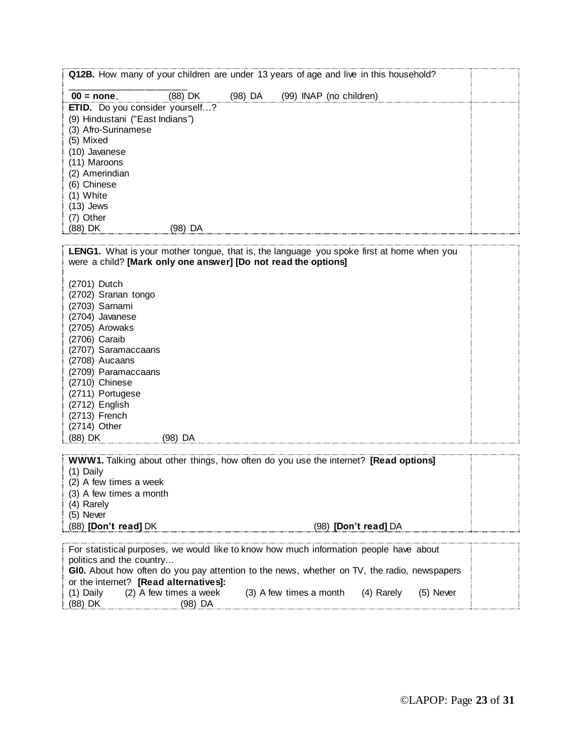**Q12B.** How many of your children are under 13 years of age and live in this household?

______________________

**00 = none**, (88) DK (98) DA (99) INAP (no children)

**ETID.** Do you consider yourself…?

(9) Hindustani ("East Indians")
(3) Afro-Surinamese
(5) Mixed
(10) Javanese
(11) Maroons
(2) Amerindian
(6) Chinese
(1) White
(13) Jews
(7) Other
(88) DK (98) DA

**LENG1.** What is your mother tongue, that is, the language you spoke first at home when you were a child? **[Mark only one answer] [Do not read the options]**

(2701) Dutch
(2702) Sranan tongo
(2703) Sarnami
(2704) Javanese
(2705) Arowaks
(2706) Caraib
(2707) Saramaccaans
(2708) Aucaans
(2709) Paramaccaans
(2710) Chinese
(2711) Portugese
(2712) English
(2713) French
(2714) Other
(88) DK (98) DA

**WWW1.** Talking about other things, how often do you use the internet? **[Read options]**

(1) Daily
(2) A few times a week
(3) A few times a month
(4) Rarely
(5) Never
(88) **[Don't read]** DK (98) **[Don't read]** DA

For statistical purposes, we would like to know how much information people have about politics and the country…

**GI0.** About how often do you pay attention to the news, whether on TV, the radio, newspapers or the internet? **[Read alternatives]:**

(1) Daily (2) A few times a week (3) A few times a month (4) Rarely (5) Never
(88) DK (98) DA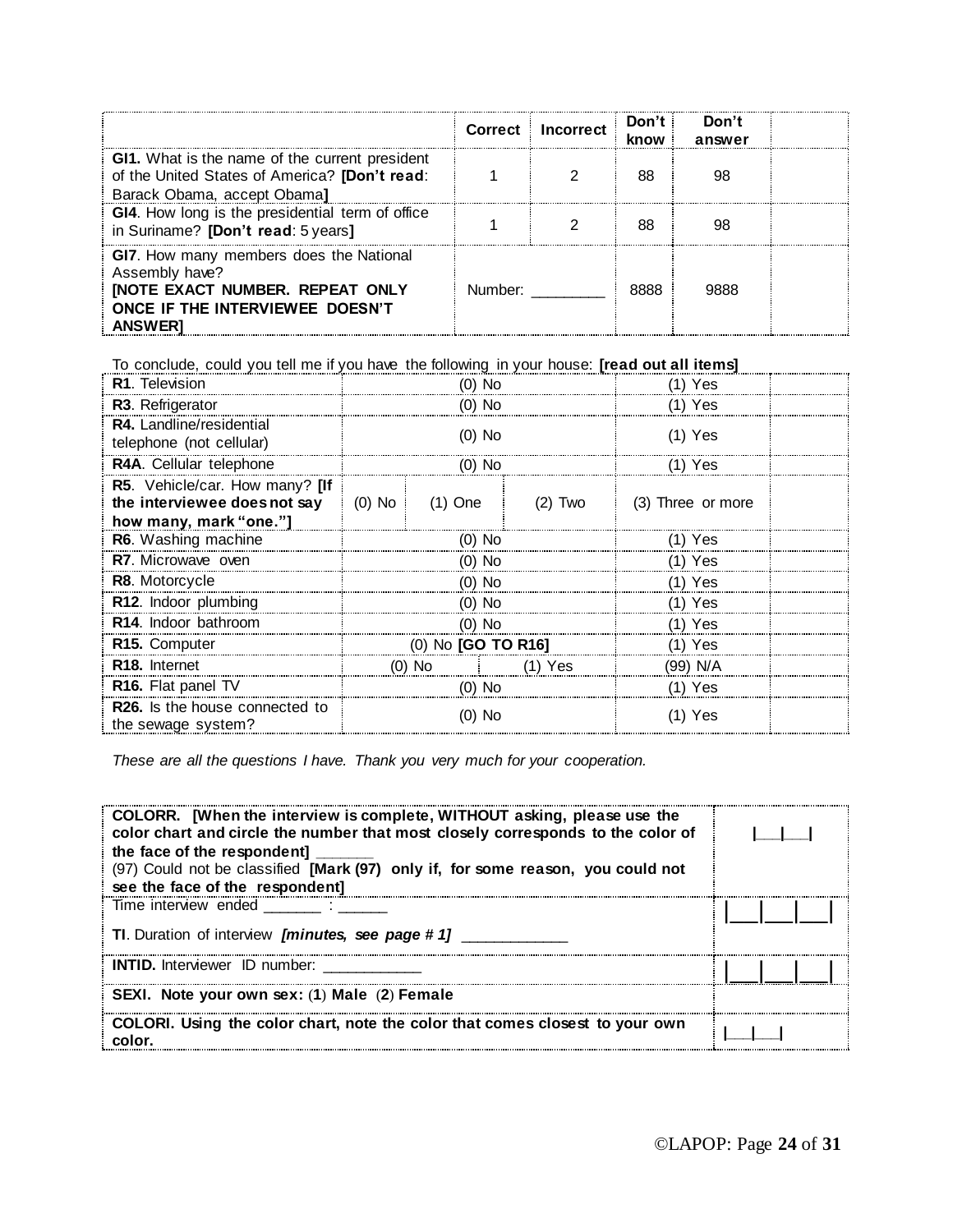| | Correct | Incorrect | Don't know | Don't answer | |
|---|---|---|---|---|---|
| **GI1.** What is the name of the current president of the United States of America? **[Don't read**: Barack Obama, accept Obama**]** | 1 | 2 | 88 | 98 | |
| **GI4**. How long is the presidential term of office in Suriname? **[Don't read**: 5 years**]** | 1 | 2 | 88 | 98 | |
| **GI7**. How many members does the National Assembly have? **[NOTE EXACT NUMBER. REPEAT ONLY ONCE IF THE INTERVIEWEE DOESN'T ANSWER]** | Number: _________ | | 8888 | 9888 | |

To conclude, could you tell me if you have the following in your house: **[read out all items]**

| | | | | | |
|---|---|---|---|---|---|
| **R1**. Television | (0) No | | | (1) Yes | |
| **R3**. Refrigerator | (0) No | | | (1) Yes | |
| **R4.** Landline/residential telephone (not cellular) | (0) No | | | (1) Yes | |
| **R4A**. Cellular telephone | (0) No | | | (1) Yes | |
| **R5**. Vehicle/car. How many? **[If the interviewee does not say how many, mark "one."]** | (0) No | (1) One | (2) Two | (3) Three or more | |
| **R6**. Washing machine | (0) No | | | (1) Yes | |
| **R7**. Microwave oven | (0) No | | | (1) Yes | |
| **R8**. Motorcycle | (0) No | | | (1) Yes | |
| **R12**. Indoor plumbing | (0) No | | | (1) Yes | |
| **R14**. Indoor bathroom | (0) No | | | (1) Yes | |
| **R15.** Computer | (0) No **[GO TO R16]** | | | (1) Yes | |
| **R18.** Internet | (0) No | | (1) Yes | (99) N/A | |
| **R16.** Flat panel TV | (0) No | | | (1) Yes | |
| **R26.** Is the house connected to the sewage system? | (0) No | | | (1) Yes | |

*These are all the questions I have. Thank you very much for your cooperation.*

| | |
|---|---|
| **COLORR. [When the interview is complete, WITHOUT asking, please use the color chart and circle the number that most closely corresponds to the color of the face of the respondent]** ______ (97) Could not be classified **[Mark (97) only if, for some reason, you could not see the face of the respondent]** | \|___\|___\| |
| Time interview ended _______ : ______ **TI**. Duration of interview ***[minutes, see page # 1]*** ____________ | \|___\|___\|___\| |
| **INTID.** Interviewer ID number: ___________ | \|___\|___\|___\| |
| **SEXI. Note your own sex:** (**1**) **Male** (**2**) **Female** | |
| **COLORI. Using the color chart, note the color that comes closest to your own color.** | \|___\|___\| |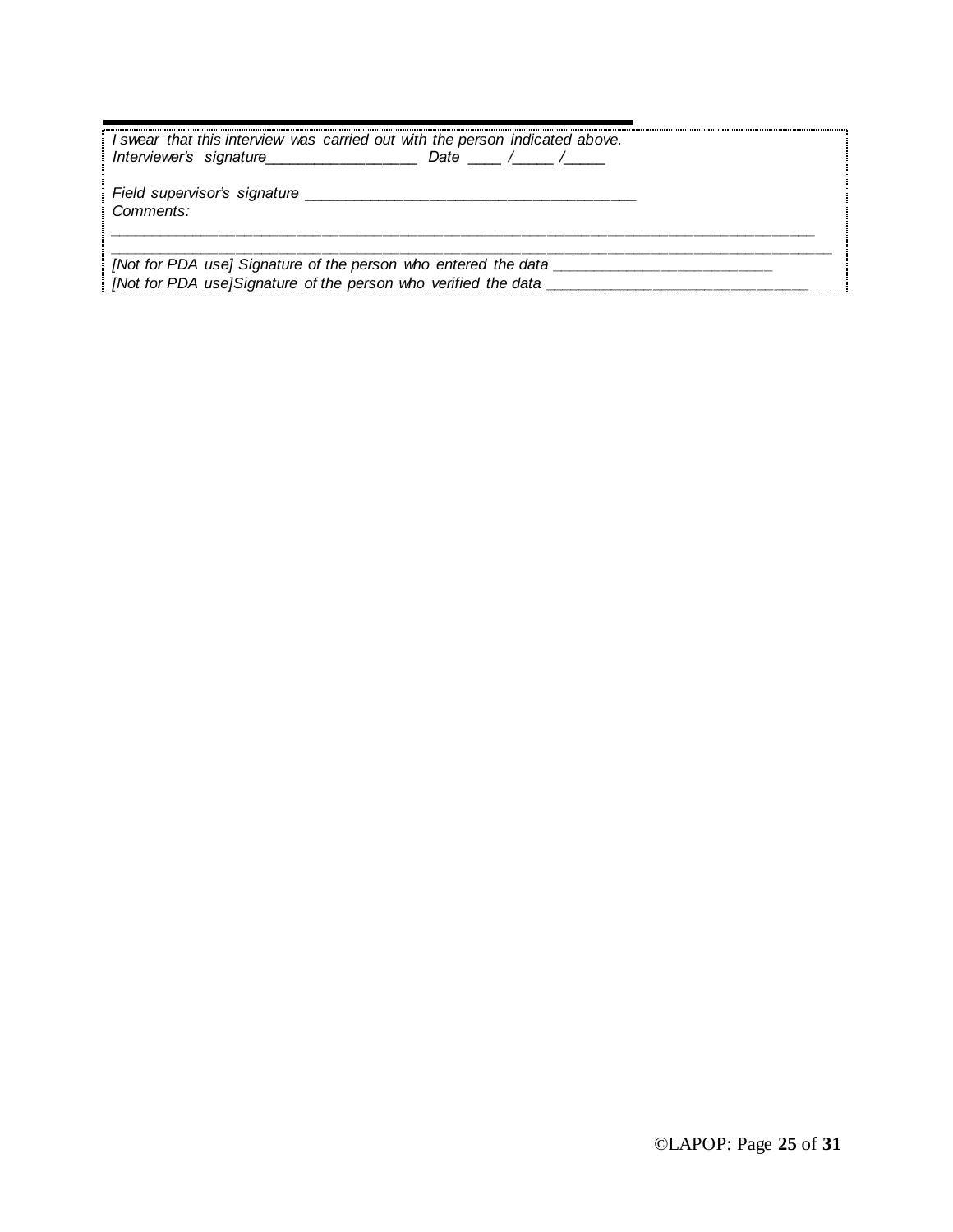*I swear that this interview was carried out with the person indicated above.*
*Interviewer's signature___________________ Date ____ /_____ /_____*

*Field supervisor's signature _________________________________________*
*Comments:*
*___________________________________________________________________________________________*
*___________________________________________________________________________________________*
*[Not for PDA use] Signature of the person who entered the data __________________________*
*[Not for PDA use]Signature of the person who verified the data _______________________________*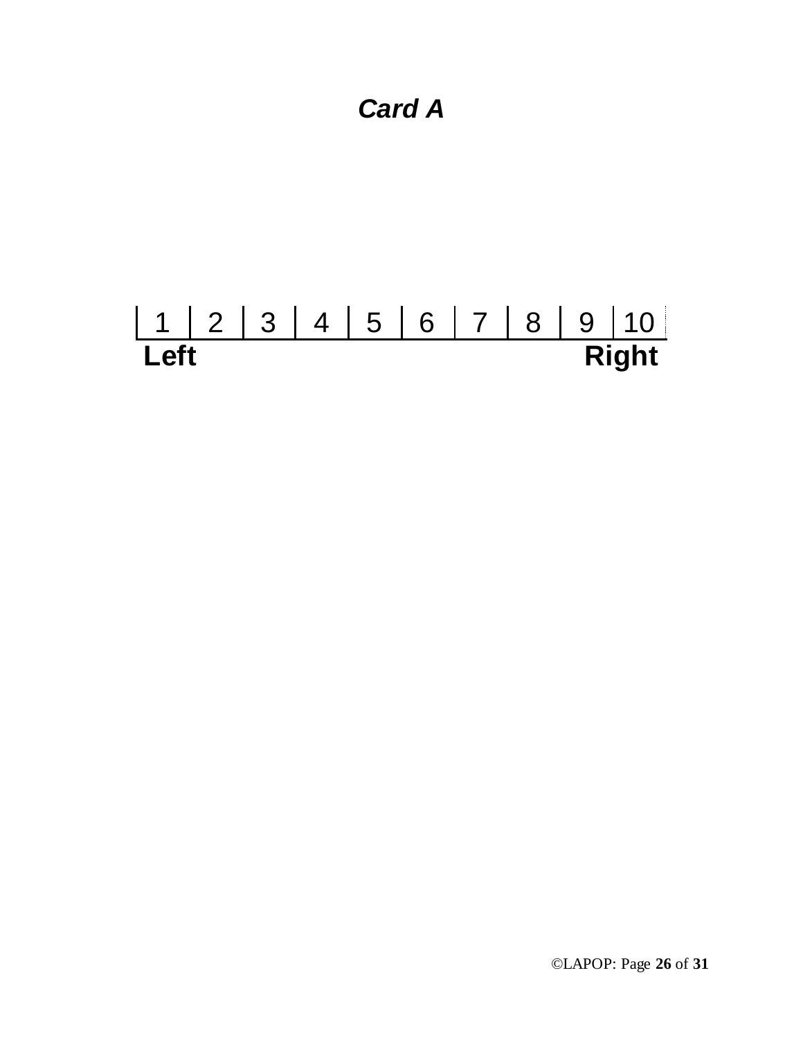***Card A***

| 1 | 2 | 3 | 4 | 5 | 6 | 7 | 8 | 9 | 10 |
|---|---|---|---|---|---|---|---|---|---|

**Left** **Right**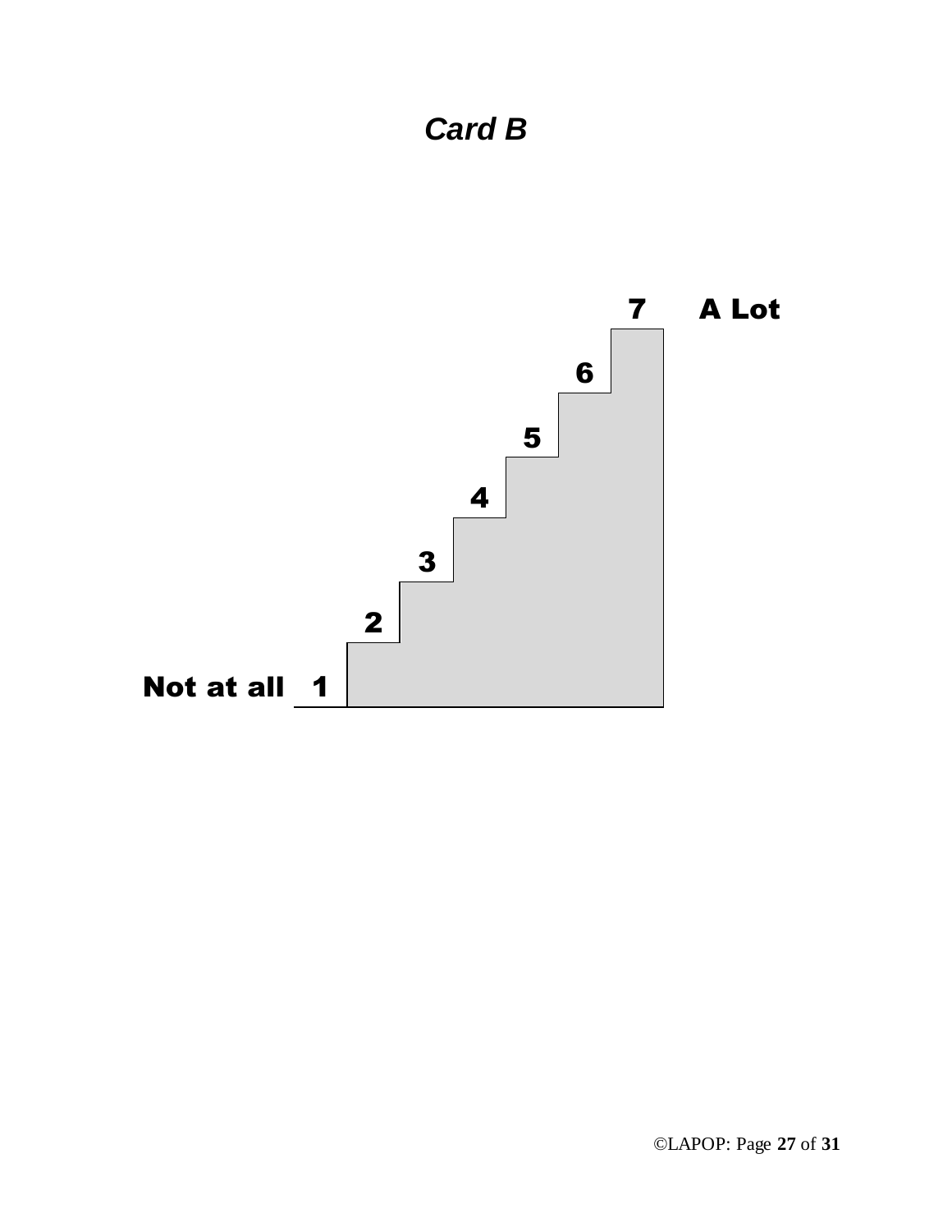## *Card B*

7 A Lot

6

5

4

3

2

Not at all 1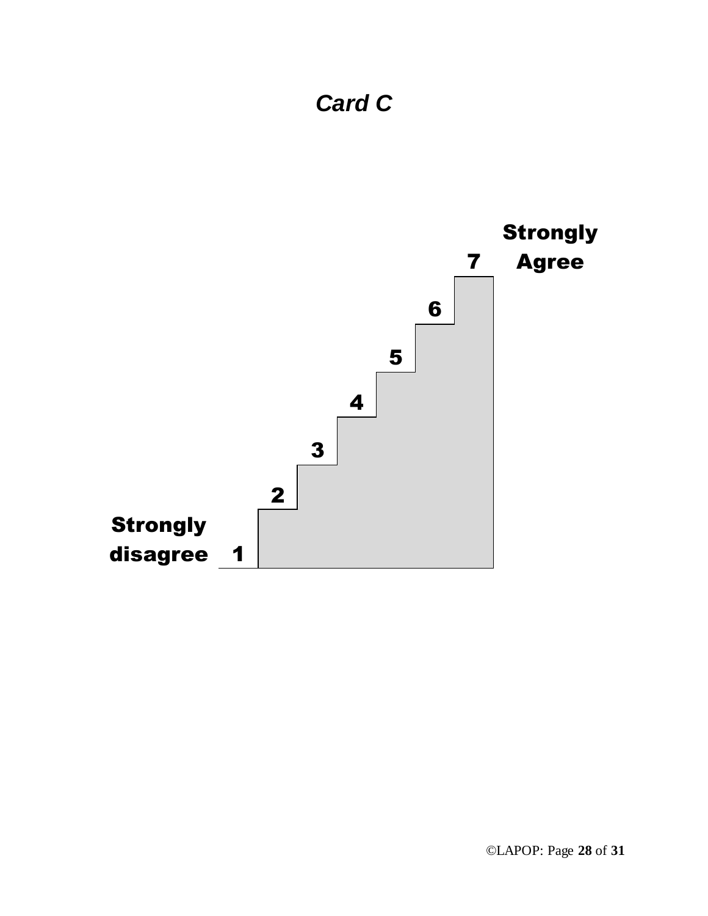# *Card C*

Strongly Agree

7

6

5

4

3

2

Strongly disagree 1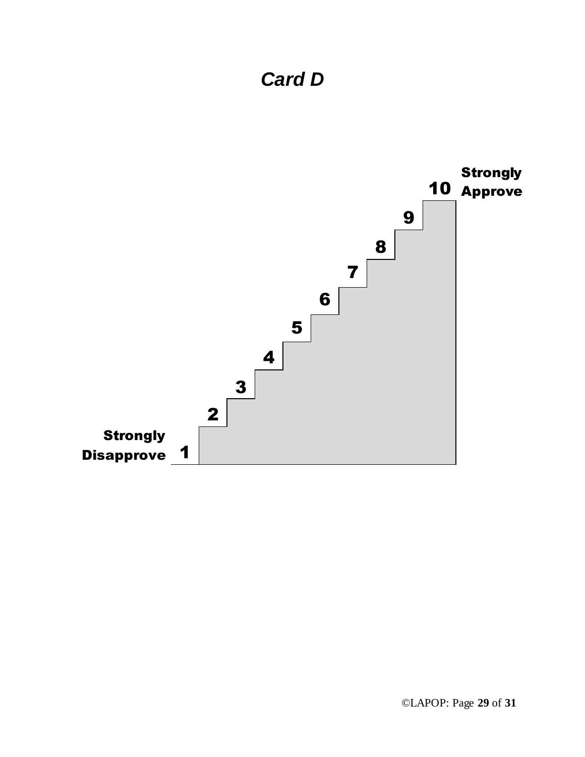# *Card D*

Strongly Approve

10

9

8

7

6

5

4

3

2

1

Strongly Disapprove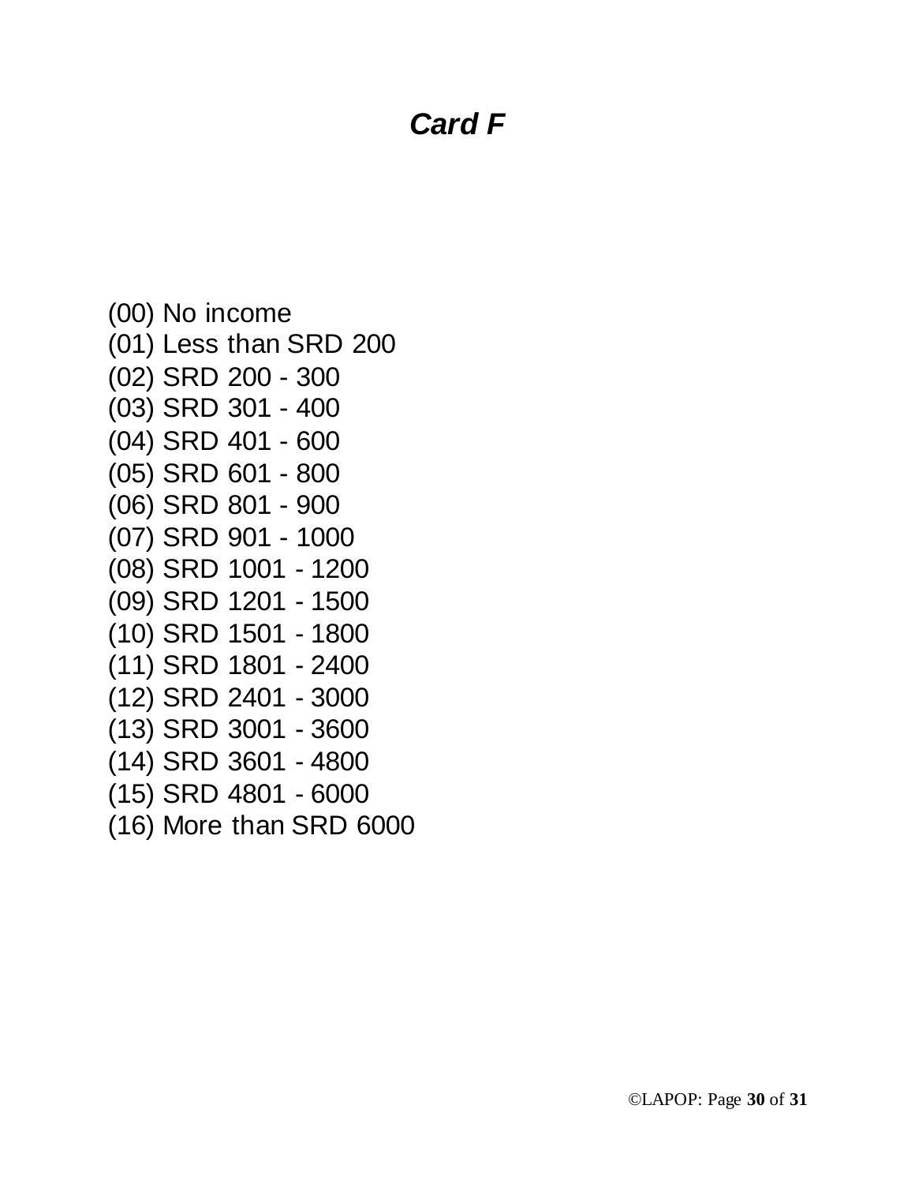# ***Card F***

(00) No income
(01) Less than SRD 200
(02) SRD 200 - 300
(03) SRD 301 - 400
(04) SRD 401 - 600
(05) SRD 601 - 800
(06) SRD 801 - 900
(07) SRD 901 - 1000
(08) SRD 1001 - 1200
(09) SRD 1201 - 1500
(10) SRD 1501 - 1800
(11) SRD 1801 - 2400
(12) SRD 2401 - 3000
(13) SRD 3001 - 3600
(14) SRD 3601 - 4800
(15) SRD 4801 - 6000
(16) More than SRD 6000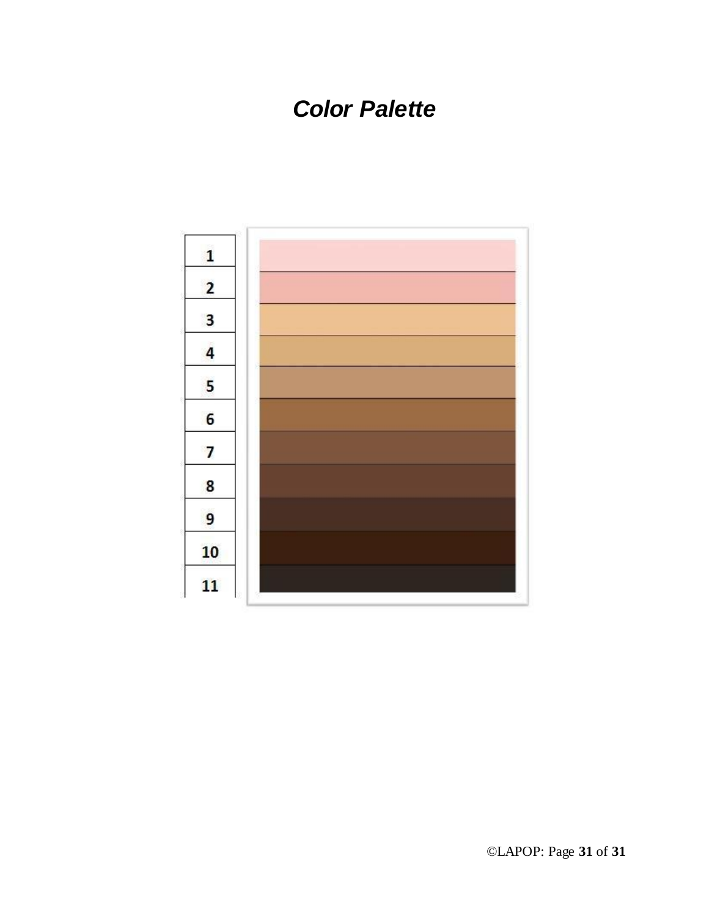# ***Color Palette***

1
2
3
4
5
6
7
8
9
10
11